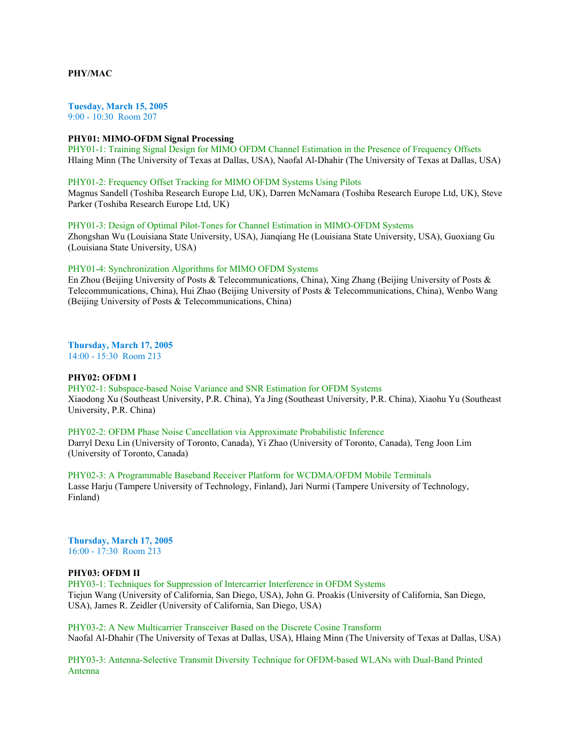**PHY/MAC**

**Tuesday, March 15, 2005**
9:00 - 10:30 Room 207

**PHY01: MIMO-OFDM Signal Processing**

PHY01-1: Training Signal Design for MIMO OFDM Channel Estimation in the Presence of Frequency Offsets
Hlaing Minn (The University of Texas at Dallas, USA), Naofal Al-Dhahir (The University of Texas at Dallas, USA)

PHY01-2: Frequency Offset Tracking for MIMO OFDM Systems Using Pilots
Magnus Sandell (Toshiba Research Europe Ltd, UK), Darren McNamara (Toshiba Research Europe Ltd, UK), Steve Parker (Toshiba Research Europe Ltd, UK)

PHY01-3: Design of Optimal Pilot-Tones for Channel Estimation in MIMO-OFDM Systems
Zhongshan Wu (Louisiana State University, USA), Jianqiang He (Louisiana State University, USA), Guoxiang Gu (Louisiana State University, USA)

PHY01-4: Synchronization Algorithms for MIMO OFDM Systems
En Zhou (Beijing University of Posts & Telecommunications, China), Xing Zhang (Beijing University of Posts & Telecommunications, China), Hui Zhao (Beijing University of Posts & Telecommunications, China), Wenbo Wang (Beijing University of Posts & Telecommunications, China)

**Thursday, March 17, 2005**
14:00 - 15:30 Room 213

**PHY02: OFDM I**

PHY02-1: Subspace-based Noise Variance and SNR Estimation for OFDM Systems
Xiaodong Xu (Southeast University, P.R. China), Ya Jing (Southeast University, P.R. China), Xiaohu Yu (Southeast University, P.R. China)

PHY02-2: OFDM Phase Noise Cancellation via Approximate Probabilistic Inference
Darryl Dexu Lin (University of Toronto, Canada), Yi Zhao (University of Toronto, Canada), Teng Joon Lim (University of Toronto, Canada)

PHY02-3: A Programmable Baseband Receiver Platform for WCDMA/OFDM Mobile Terminals
Lasse Harju (Tampere University of Technology, Finland), Jari Nurmi (Tampere University of Technology, Finland)

**Thursday, March 17, 2005**
16:00 - 17:30 Room 213

**PHY03: OFDM II**

PHY03-1: Techniques for Suppression of Intercarrier Interference in OFDM Systems
Tiejun Wang (University of California, San Diego, USA), John G. Proakis (University of California, San Diego, USA), James R. Zeidler (University of California, San Diego, USA)

PHY03-2: A New Multicarrier Transceiver Based on the Discrete Cosine Transform
Naofal Al-Dhahir (The University of Texas at Dallas, USA), Hlaing Minn (The University of Texas at Dallas, USA)

PHY03-3: Antenna-Selective Transmit Diversity Technique for OFDM-based WLANs with Dual-Band Printed Antenna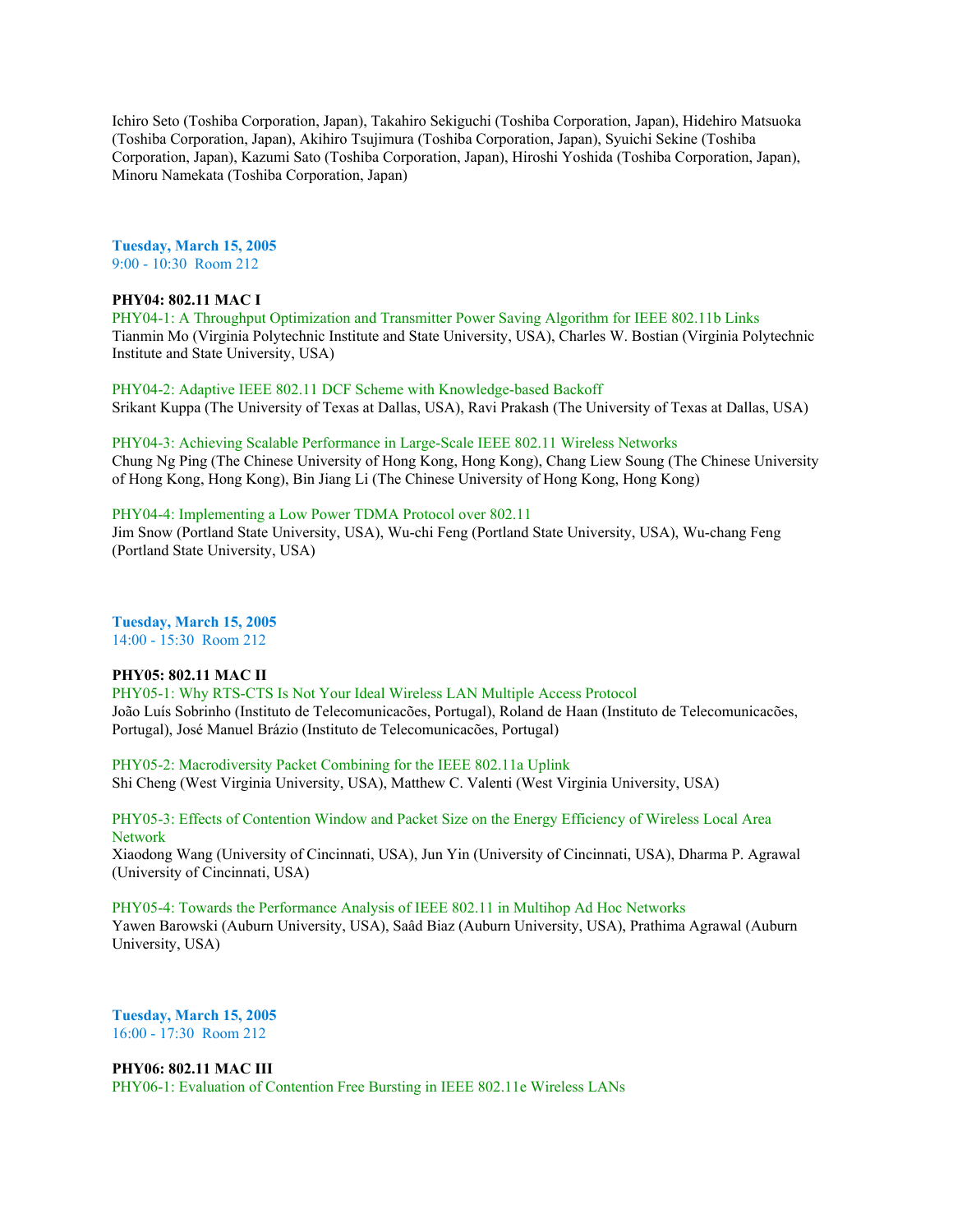Ichiro Seto (Toshiba Corporation, Japan), Takahiro Sekiguchi (Toshiba Corporation, Japan), Hidehiro Matsuoka (Toshiba Corporation, Japan), Akihiro Tsujimura (Toshiba Corporation, Japan), Syuichi Sekine (Toshiba Corporation, Japan), Kazumi Sato (Toshiba Corporation, Japan), Hiroshi Yoshida (Toshiba Corporation, Japan), Minoru Namekata (Toshiba Corporation, Japan)

**Tuesday, March 15, 2005**
9:00 - 10:30 Room 212

**PHY04: 802.11 MAC I**

PHY04-1: A Throughput Optimization and Transmitter Power Saving Algorithm for IEEE 802.11b Links
Tianmin Mo (Virginia Polytechnic Institute and State University, USA), Charles W. Bostian (Virginia Polytechnic Institute and State University, USA)

PHY04-2: Adaptive IEEE 802.11 DCF Scheme with Knowledge-based Backoff
Srikant Kuppa (The University of Texas at Dallas, USA), Ravi Prakash (The University of Texas at Dallas, USA)

PHY04-3: Achieving Scalable Performance in Large-Scale IEEE 802.11 Wireless Networks
Chung Ng Ping (The Chinese University of Hong Kong, Hong Kong), Chang Liew Soung (The Chinese University of Hong Kong, Hong Kong), Bin Jiang Li (The Chinese University of Hong Kong, Hong Kong)

PHY04-4: Implementing a Low Power TDMA Protocol over 802.11
Jim Snow (Portland State University, USA), Wu-chi Feng (Portland State University, USA), Wu-chang Feng (Portland State University, USA)

**Tuesday, March 15, 2005**
14:00 - 15:30 Room 212

**PHY05: 802.11 MAC II**

PHY05-1: Why RTS-CTS Is Not Your Ideal Wireless LAN Multiple Access Protocol
João Luís Sobrinho (Instituto de Telecomunicacões, Portugal), Roland de Haan (Instituto de Telecomunicacões, Portugal), José Manuel Brázio (Instituto de Telecomunicacões, Portugal)

PHY05-2: Macrodiversity Packet Combining for the IEEE 802.11a Uplink
Shi Cheng (West Virginia University, USA), Matthew C. Valenti (West Virginia University, USA)

PHY05-3: Effects of Contention Window and Packet Size on the Energy Efficiency of Wireless Local Area Network
Xiaodong Wang (University of Cincinnati, USA), Jun Yin (University of Cincinnati, USA), Dharma P. Agrawal (University of Cincinnati, USA)

PHY05-4: Towards the Performance Analysis of IEEE 802.11 in Multihop Ad Hoc Networks
Yawen Barowski (Auburn University, USA), Saâd Biaz (Auburn University, USA), Prathima Agrawal (Auburn University, USA)

**Tuesday, March 15, 2005**
16:00 - 17:30 Room 212

**PHY06: 802.11 MAC III**

PHY06-1: Evaluation of Contention Free Bursting in IEEE 802.11e Wireless LANs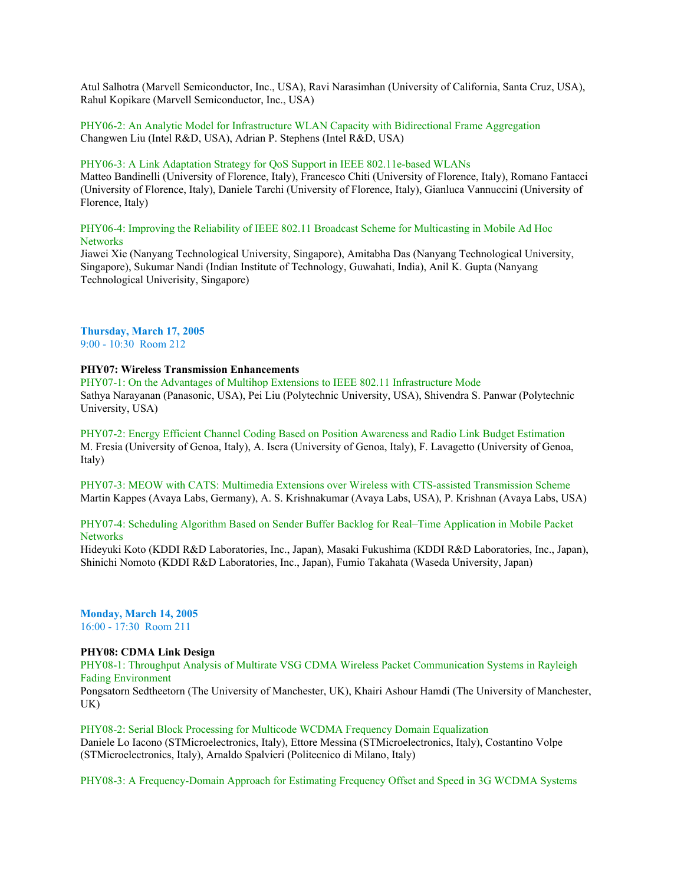Atul Salhotra (Marvell Semiconductor, Inc., USA), Ravi Narasimhan (University of California, Santa Cruz, USA), Rahul Kopikare (Marvell Semiconductor, Inc., USA)

PHY06-2: An Analytic Model for Infrastructure WLAN Capacity with Bidirectional Frame Aggregation
Changwen Liu (Intel R&D, USA), Adrian P. Stephens (Intel R&D, USA)

PHY06-3: A Link Adaptation Strategy for QoS Support in IEEE 802.11e-based WLANs
Matteo Bandinelli (University of Florence, Italy), Francesco Chiti (University of Florence, Italy), Romano Fantacci (University of Florence, Italy), Daniele Tarchi (University of Florence, Italy), Gianluca Vannuccini (University of Florence, Italy)

PHY06-4: Improving the Reliability of IEEE 802.11 Broadcast Scheme for Multicasting in Mobile Ad Hoc Networks
Jiawei Xie (Nanyang Technological University, Singapore), Amitabha Das (Nanyang Technological University, Singapore), Sukumar Nandi (Indian Institute of Technology, Guwahati, India), Anil K. Gupta (Nanyang Technological Univerisity, Singapore)

**Thursday, March 17, 2005**
9:00 - 10:30 Room 212

**PHY07: Wireless Transmission Enhancements**

PHY07-1: On the Advantages of Multihop Extensions to IEEE 802.11 Infrastructure Mode
Sathya Narayanan (Panasonic, USA), Pei Liu (Polytechnic University, USA), Shivendra S. Panwar (Polytechnic University, USA)

PHY07-2: Energy Efficient Channel Coding Based on Position Awareness and Radio Link Budget Estimation
M. Fresia (University of Genoa, Italy), A. Iscra (University of Genoa, Italy), F. Lavagetto (University of Genoa, Italy)

PHY07-3: MEOW with CATS: Multimedia Extensions over Wireless with CTS-assisted Transmission Scheme
Martin Kappes (Avaya Labs, Germany), A. S. Krishnakumar (Avaya Labs, USA), P. Krishnan (Avaya Labs, USA)

PHY07-4: Scheduling Algorithm Based on Sender Buffer Backlog for Real–Time Application in Mobile Packet Networks
Hideyuki Koto (KDDI R&D Laboratories, Inc., Japan), Masaki Fukushima (KDDI R&D Laboratories, Inc., Japan), Shinichi Nomoto (KDDI R&D Laboratories, Inc., Japan), Fumio Takahata (Waseda University, Japan)

**Monday, March 14, 2005**
16:00 - 17:30 Room 211

**PHY08: CDMA Link Design**

PHY08-1: Throughput Analysis of Multirate VSG CDMA Wireless Packet Communication Systems in Rayleigh Fading Environment
Pongsatorn Sedtheetorn (The University of Manchester, UK), Khairi Ashour Hamdi (The University of Manchester, UK)

PHY08-2: Serial Block Processing for Multicode WCDMA Frequency Domain Equalization
Daniele Lo Iacono (STMicroelectronics, Italy), Ettore Messina (STMicroelectronics, Italy), Costantino Volpe (STMicroelectronics, Italy), Arnaldo Spalvieri (Politecnico di Milano, Italy)

PHY08-3: A Frequency-Domain Approach for Estimating Frequency Offset and Speed in 3G WCDMA Systems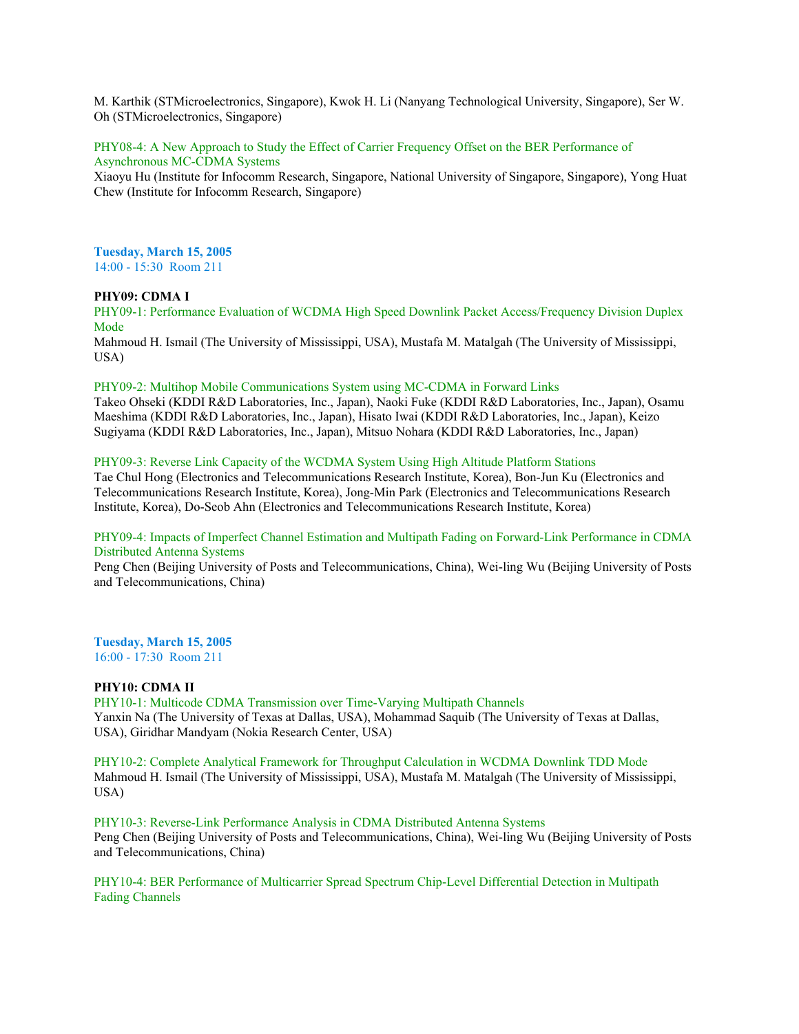M. Karthik (STMicroelectronics, Singapore), Kwok H. Li (Nanyang Technological University, Singapore), Ser W. Oh (STMicroelectronics, Singapore)

PHY08-4: A New Approach to Study the Effect of Carrier Frequency Offset on the BER Performance of Asynchronous MC-CDMA Systems
Xiaoyu Hu (Institute for Infocomm Research, Singapore, National University of Singapore, Singapore), Yong Huat Chew (Institute for Infocomm Research, Singapore)

**Tuesday, March 15, 2005**
14:00 - 15:30 Room 211

**PHY09: CDMA I**

PHY09-1: Performance Evaluation of WCDMA High Speed Downlink Packet Access/Frequency Division Duplex Mode
Mahmoud H. Ismail (The University of Mississippi, USA), Mustafa M. Matalgah (The University of Mississippi, USA)

PHY09-2: Multihop Mobile Communications System using MC-CDMA in Forward Links
Takeo Ohseki (KDDI R&D Laboratories, Inc., Japan), Naoki Fuke (KDDI R&D Laboratories, Inc., Japan), Osamu Maeshima (KDDI R&D Laboratories, Inc., Japan), Hisato Iwai (KDDI R&D Laboratories, Inc., Japan), Keizo Sugiyama (KDDI R&D Laboratories, Inc., Japan), Mitsuo Nohara (KDDI R&D Laboratories, Inc., Japan)

PHY09-3: Reverse Link Capacity of the WCDMA System Using High Altitude Platform Stations
Tae Chul Hong (Electronics and Telecommunications Research Institute, Korea), Bon-Jun Ku (Electronics and Telecommunications Research Institute, Korea), Jong-Min Park (Electronics and Telecommunications Research Institute, Korea), Do-Seob Ahn (Electronics and Telecommunications Research Institute, Korea)

PHY09-4: Impacts of Imperfect Channel Estimation and Multipath Fading on Forward-Link Performance in CDMA Distributed Antenna Systems
Peng Chen (Beijing University of Posts and Telecommunications, China), Wei-ling Wu (Beijing University of Posts and Telecommunications, China)

**Tuesday, March 15, 2005**
16:00 - 17:30 Room 211

**PHY10: CDMA II**

PHY10-1: Multicode CDMA Transmission over Time-Varying Multipath Channels
Yanxin Na (The University of Texas at Dallas, USA), Mohammad Saquib (The University of Texas at Dallas, USA), Giridhar Mandyam (Nokia Research Center, USA)

PHY10-2: Complete Analytical Framework for Throughput Calculation in WCDMA Downlink TDD Mode
Mahmoud H. Ismail (The University of Mississippi, USA), Mustafa M. Matalgah (The University of Mississippi, USA)

PHY10-3: Reverse-Link Performance Analysis in CDMA Distributed Antenna Systems
Peng Chen (Beijing University of Posts and Telecommunications, China), Wei-ling Wu (Beijing University of Posts and Telecommunications, China)

PHY10-4: BER Performance of Multicarrier Spread Spectrum Chip-Level Differential Detection in Multipath Fading Channels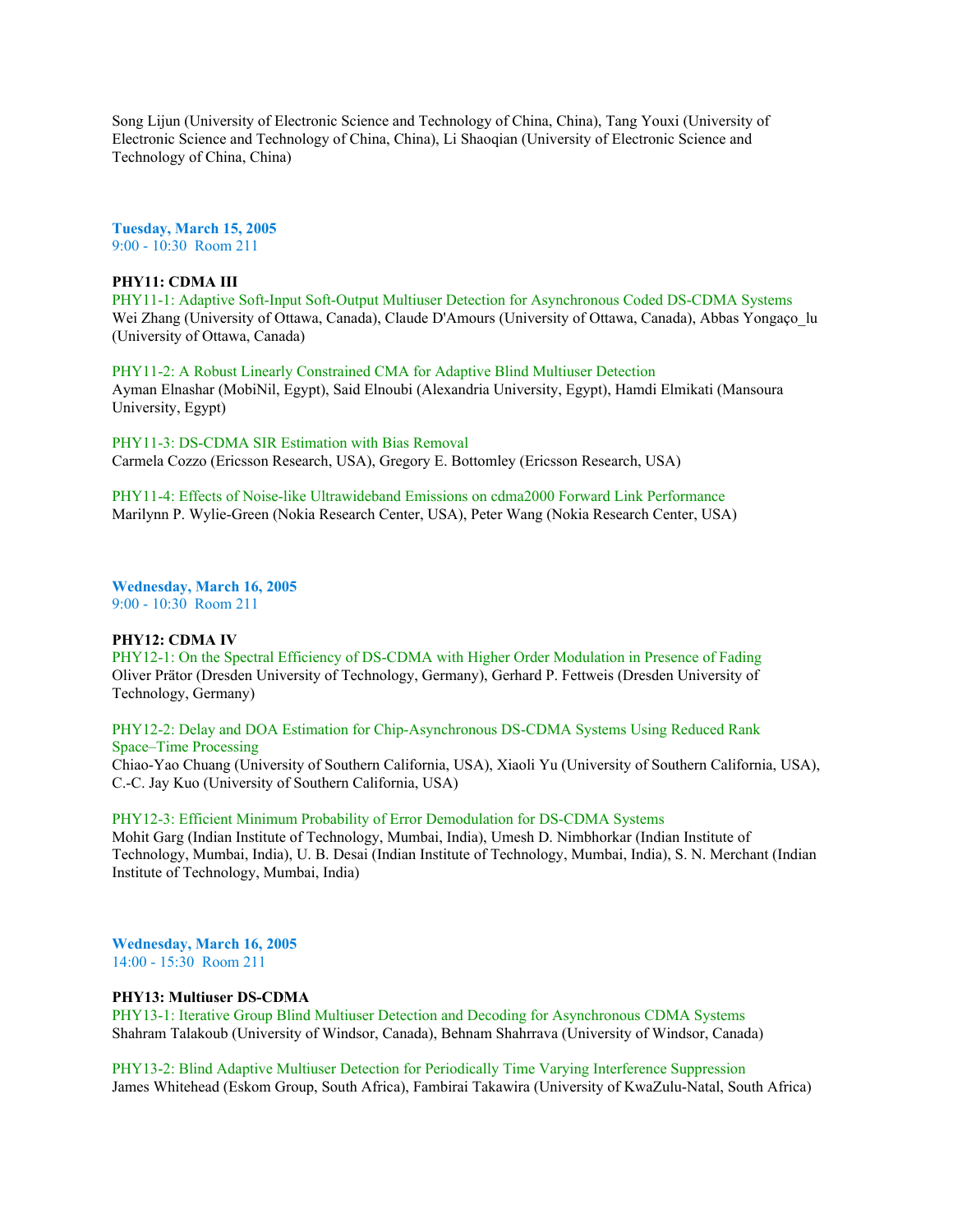Song Lijun (University of Electronic Science and Technology of China, China), Tang Youxi (University of Electronic Science and Technology of China, China), Li Shaoqian (University of Electronic Science and Technology of China, China)

**Tuesday, March 15, 2005**
9:00 - 10:30 Room 211

**PHY11: CDMA III**

PHY11-1: Adaptive Soft-Input Soft-Output Multiuser Detection for Asynchronous Coded DS-CDMA Systems
Wei Zhang (University of Ottawa, Canada), Claude D'Amours (University of Ottawa, Canada), Abbas Yongaço_lu (University of Ottawa, Canada)

PHY11-2: A Robust Linearly Constrained CMA for Adaptive Blind Multiuser Detection
Ayman Elnashar (MobiNil, Egypt), Said Elnoubi (Alexandria University, Egypt), Hamdi Elmikati (Mansoura University, Egypt)

PHY11-3: DS-CDMA SIR Estimation with Bias Removal
Carmela Cozzo (Ericsson Research, USA), Gregory E. Bottomley (Ericsson Research, USA)

PHY11-4: Effects of Noise-like Ultrawideband Emissions on cdma2000 Forward Link Performance
Marilynn P. Wylie-Green (Nokia Research Center, USA), Peter Wang (Nokia Research Center, USA)

**Wednesday, March 16, 2005**
9:00 - 10:30 Room 211

**PHY12: CDMA IV**

PHY12-1: On the Spectral Efficiency of DS-CDMA with Higher Order Modulation in Presence of Fading
Oliver Prätor (Dresden University of Technology, Germany), Gerhard P. Fettweis (Dresden University of Technology, Germany)

PHY12-2: Delay and DOA Estimation for Chip-Asynchronous DS-CDMA Systems Using Reduced Rank Space–Time Processing
Chiao-Yao Chuang (University of Southern California, USA), Xiaoli Yu (University of Southern California, USA), C.-C. Jay Kuo (University of Southern California, USA)

PHY12-3: Efficient Minimum Probability of Error Demodulation for DS-CDMA Systems
Mohit Garg (Indian Institute of Technology, Mumbai, India), Umesh D. Nimbhorkar (Indian Institute of Technology, Mumbai, India), U. B. Desai (Indian Institute of Technology, Mumbai, India), S. N. Merchant (Indian Institute of Technology, Mumbai, India)

**Wednesday, March 16, 2005**
14:00 - 15:30 Room 211

**PHY13: Multiuser DS-CDMA**

PHY13-1: Iterative Group Blind Multiuser Detection and Decoding for Asynchronous CDMA Systems
Shahram Talakoub (University of Windsor, Canada), Behnam Shahrrava (University of Windsor, Canada)

PHY13-2: Blind Adaptive Multiuser Detection for Periodically Time Varying Interference Suppression
James Whitehead (Eskom Group, South Africa), Fambirai Takawira (University of KwaZulu-Natal, South Africa)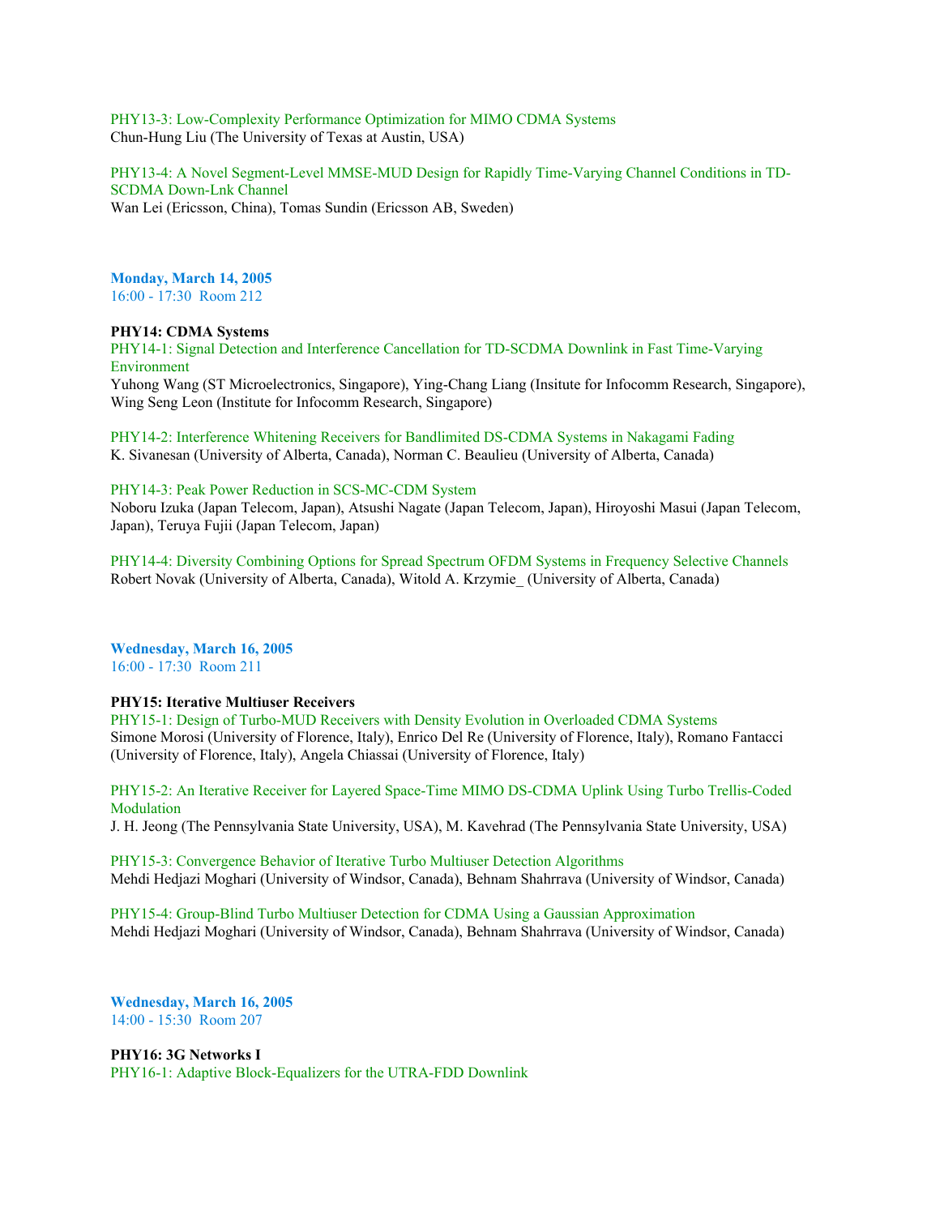PHY13-3: Low-Complexity Performance Optimization for MIMO CDMA Systems
Chun-Hung Liu (The University of Texas at Austin, USA)

PHY13-4: A Novel Segment-Level MMSE-MUD Design for Rapidly Time-Varying Channel Conditions in TD-SCDMA Down-Lnk Channel
Wan Lei (Ericsson, China), Tomas Sundin (Ericsson AB, Sweden)

**Monday, March 14, 2005**
16:00 - 17:30 Room 212

**PHY14: CDMA Systems**
PHY14-1: Signal Detection and Interference Cancellation for TD-SCDMA Downlink in Fast Time-Varying Environment
Yuhong Wang (ST Microelectronics, Singapore), Ying-Chang Liang (Insitute for Infocomm Research, Singapore), Wing Seng Leon (Institute for Infocomm Research, Singapore)

PHY14-2: Interference Whitening Receivers for Bandlimited DS-CDMA Systems in Nakagami Fading
K. Sivanesan (University of Alberta, Canada), Norman C. Beaulieu (University of Alberta, Canada)

PHY14-3: Peak Power Reduction in SCS-MC-CDM System
Noboru Izuka (Japan Telecom, Japan), Atsushi Nagate (Japan Telecom, Japan), Hiroyoshi Masui (Japan Telecom, Japan), Teruya Fujii (Japan Telecom, Japan)

PHY14-4: Diversity Combining Options for Spread Spectrum OFDM Systems in Frequency Selective Channels
Robert Novak (University of Alberta, Canada), Witold A. Krzymie_ (University of Alberta, Canada)

**Wednesday, March 16, 2005**
16:00 - 17:30 Room 211

**PHY15: Iterative Multiuser Receivers**
PHY15-1: Design of Turbo-MUD Receivers with Density Evolution in Overloaded CDMA Systems
Simone Morosi (University of Florence, Italy), Enrico Del Re (University of Florence, Italy), Romano Fantacci (University of Florence, Italy), Angela Chiassai (University of Florence, Italy)

PHY15-2: An Iterative Receiver for Layered Space-Time MIMO DS-CDMA Uplink Using Turbo Trellis-Coded Modulation
J. H. Jeong (The Pennsylvania State University, USA), M. Kavehrad (The Pennsylvania State University, USA)

PHY15-3: Convergence Behavior of Iterative Turbo Multiuser Detection Algorithms
Mehdi Hedjazi Moghari (University of Windsor, Canada), Behnam Shahrrava (University of Windsor, Canada)

PHY15-4: Group-Blind Turbo Multiuser Detection for CDMA Using a Gaussian Approximation
Mehdi Hedjazi Moghari (University of Windsor, Canada), Behnam Shahrrava (University of Windsor, Canada)

**Wednesday, March 16, 2005**
14:00 - 15:30 Room 207

**PHY16: 3G Networks I**
PHY16-1: Adaptive Block-Equalizers for the UTRA-FDD Downlink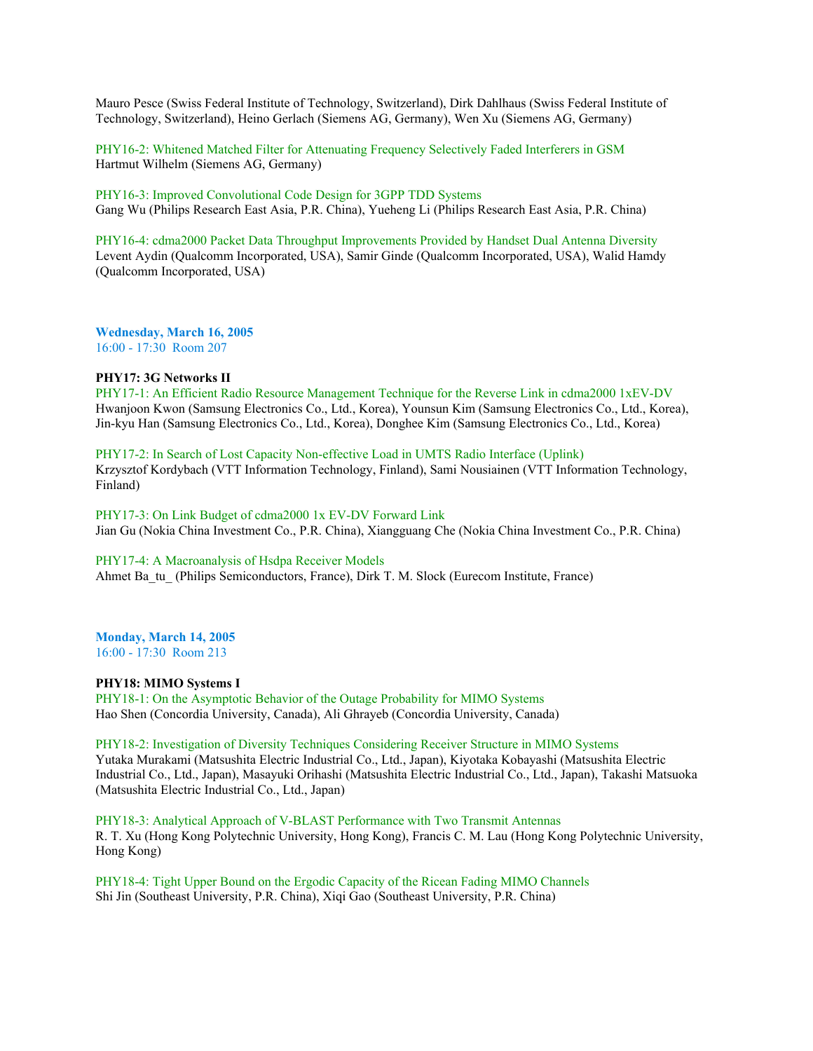Mauro Pesce (Swiss Federal Institute of Technology, Switzerland), Dirk Dahlhaus (Swiss Federal Institute of Technology, Switzerland), Heino Gerlach (Siemens AG, Germany), Wen Xu (Siemens AG, Germany)

PHY16-2: Whitened Matched Filter for Attenuating Frequency Selectively Faded Interferers in GSM
Hartmut Wilhelm (Siemens AG, Germany)

PHY16-3: Improved Convolutional Code Design for 3GPP TDD Systems
Gang Wu (Philips Research East Asia, P.R. China), Yueheng Li (Philips Research East Asia, P.R. China)

PHY16-4: cdma2000 Packet Data Throughput Improvements Provided by Handset Dual Antenna Diversity
Levent Aydin (Qualcomm Incorporated, USA), Samir Ginde (Qualcomm Incorporated, USA), Walid Hamdy (Qualcomm Incorporated, USA)

**Wednesday, March 16, 2005**
16:00 - 17:30 Room 207

**PHY17: 3G Networks II**

PHY17-1: An Efficient Radio Resource Management Technique for the Reverse Link in cdma2000 1xEV-DV
Hwanjoon Kwon (Samsung Electronics Co., Ltd., Korea), Younsun Kim (Samsung Electronics Co., Ltd., Korea), Jin-kyu Han (Samsung Electronics Co., Ltd., Korea), Donghee Kim (Samsung Electronics Co., Ltd., Korea)

PHY17-2: In Search of Lost Capacity Non-effective Load in UMTS Radio Interface (Uplink)
Krzysztof Kordybach (VTT Information Technology, Finland), Sami Nousiainen (VTT Information Technology, Finland)

PHY17-3: On Link Budget of cdma2000 1x EV-DV Forward Link
Jian Gu (Nokia China Investment Co., P.R. China), Xiangguang Che (Nokia China Investment Co., P.R. China)

PHY17-4: A Macroanalysis of Hsdpa Receiver Models
Ahmet Ba_tu_ (Philips Semiconductors, France), Dirk T. M. Slock (Eurecom Institute, France)

**Monday, March 14, 2005**
16:00 - 17:30 Room 213

**PHY18: MIMO Systems I**

PHY18-1: On the Asymptotic Behavior of the Outage Probability for MIMO Systems
Hao Shen (Concordia University, Canada), Ali Ghrayeb (Concordia University, Canada)

PHY18-2: Investigation of Diversity Techniques Considering Receiver Structure in MIMO Systems
Yutaka Murakami (Matsushita Electric Industrial Co., Ltd., Japan), Kiyotaka Kobayashi (Matsushita Electric Industrial Co., Ltd., Japan), Masayuki Orihashi (Matsushita Electric Industrial Co., Ltd., Japan), Takashi Matsuoka (Matsushita Electric Industrial Co., Ltd., Japan)

PHY18-3: Analytical Approach of V-BLAST Performance with Two Transmit Antennas
R. T. Xu (Hong Kong Polytechnic University, Hong Kong), Francis C. M. Lau (Hong Kong Polytechnic University, Hong Kong)

PHY18-4: Tight Upper Bound on the Ergodic Capacity of the Ricean Fading MIMO Channels
Shi Jin (Southeast University, P.R. China), Xiqi Gao (Southeast University, P.R. China)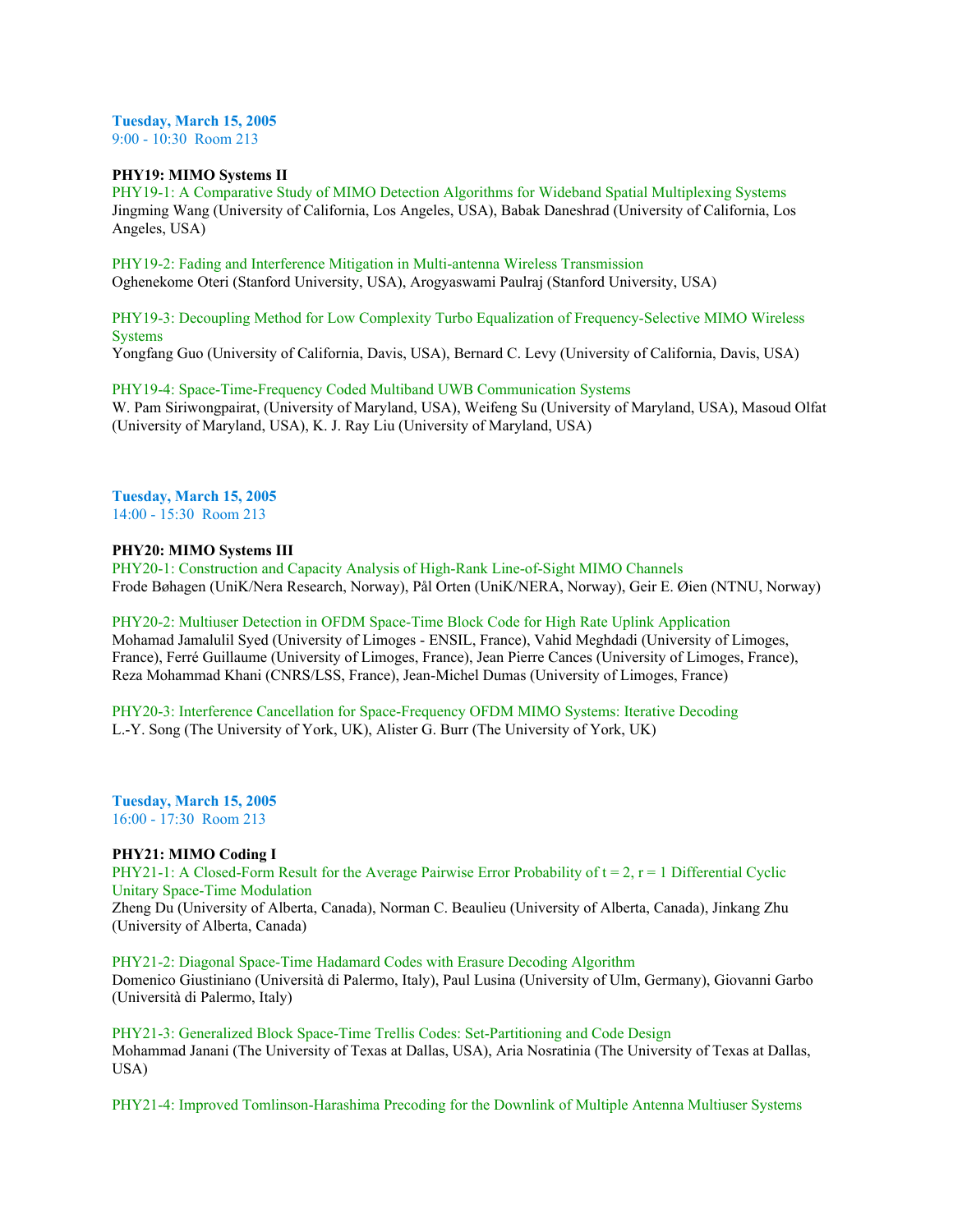**Tuesday, March 15, 2005**
9:00 - 10:30 Room 213

**PHY19: MIMO Systems II**

PHY19-1: A Comparative Study of MIMO Detection Algorithms for Wideband Spatial Multiplexing Systems
Jingming Wang (University of California, Los Angeles, USA), Babak Daneshrad (University of California, Los Angeles, USA)

PHY19-2: Fading and Interference Mitigation in Multi-antenna Wireless Transmission
Oghenekome Oteri (Stanford University, USA), Arogyaswami Paulraj (Stanford University, USA)

PHY19-3: Decoupling Method for Low Complexity Turbo Equalization of Frequency-Selective MIMO Wireless Systems
Yongfang Guo (University of California, Davis, USA), Bernard C. Levy (University of California, Davis, USA)

PHY19-4: Space-Time-Frequency Coded Multiband UWB Communication Systems
W. Pam Siriwongpairat, (University of Maryland, USA), Weifeng Su (University of Maryland, USA), Masoud Olfat (University of Maryland, USA), K. J. Ray Liu (University of Maryland, USA)

**Tuesday, March 15, 2005**
14:00 - 15:30 Room 213

**PHY20: MIMO Systems III**

PHY20-1: Construction and Capacity Analysis of High-Rank Line-of-Sight MIMO Channels
Frode Bøhagen (UniK/Nera Research, Norway), Pål Orten (UniK/NERA, Norway), Geir E. Øien (NTNU, Norway)

PHY20-2: Multiuser Detection in OFDM Space-Time Block Code for High Rate Uplink Application
Mohamad Jamalulil Syed (University of Limoges - ENSIL, France), Vahid Meghdadi (University of Limoges, France), Ferré Guillaume (University of Limoges, France), Jean Pierre Cances (University of Limoges, France), Reza Mohammad Khani (CNRS/LSS, France), Jean-Michel Dumas (University of Limoges, France)

PHY20-3: Interference Cancellation for Space-Frequency OFDM MIMO Systems: Iterative Decoding
L.-Y. Song (The University of York, UK), Alister G. Burr (The University of York, UK)

**Tuesday, March 15, 2005**
16:00 - 17:30 Room 213

**PHY21: MIMO Coding I**

PHY21-1: A Closed-Form Result for the Average Pairwise Error Probability of $t = 2$, $r = 1$ Differential Cyclic Unitary Space-Time Modulation
Zheng Du (University of Alberta, Canada), Norman C. Beaulieu (University of Alberta, Canada), Jinkang Zhu (University of Alberta, Canada)

PHY21-2: Diagonal Space-Time Hadamard Codes with Erasure Decoding Algorithm
Domenico Giustiniano (Università di Palermo, Italy), Paul Lusina (University of Ulm, Germany), Giovanni Garbo (Università di Palermo, Italy)

PHY21-3: Generalized Block Space-Time Trellis Codes: Set-Partitioning and Code Design
Mohammad Janani (The University of Texas at Dallas, USA), Aria Nosratinia (The University of Texas at Dallas, USA)

PHY21-4: Improved Tomlinson-Harashima Precoding for the Downlink of Multiple Antenna Multiuser Systems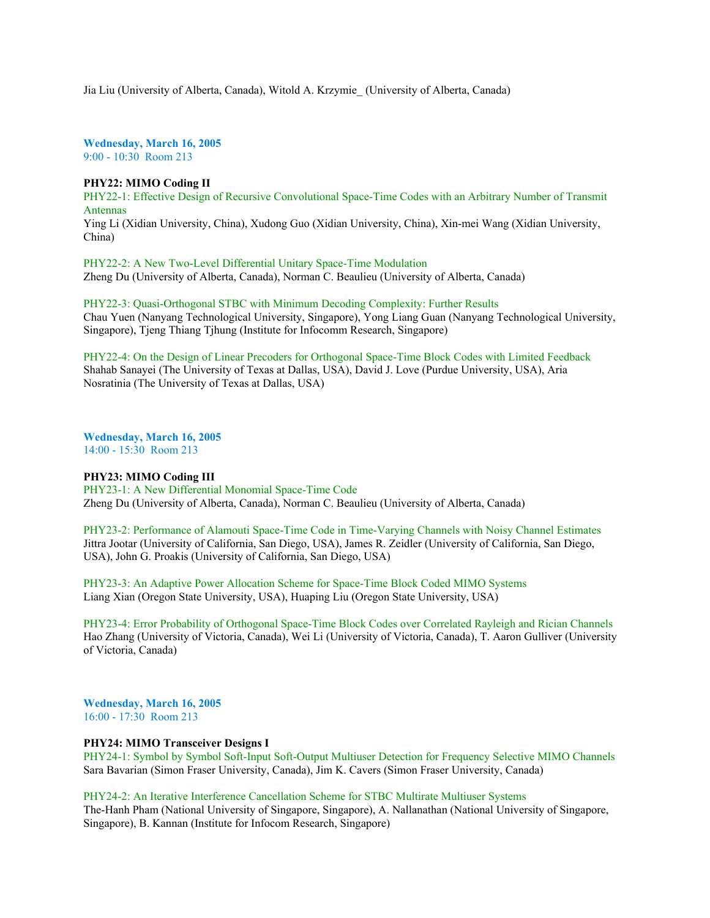Jia Liu (University of Alberta, Canada), Witold A. Krzymie_ (University of Alberta, Canada)

**Wednesday, March 16, 2005**
9:00 - 10:30 Room 213

**PHY22: MIMO Coding II**

PHY22-1: Effective Design of Recursive Convolutional Space-Time Codes with an Arbitrary Number of Transmit Antennas
Ying Li (Xidian University, China), Xudong Guo (Xidian University, China), Xin-mei Wang (Xidian University, China)

PHY22-2: A New Two-Level Differential Unitary Space-Time Modulation
Zheng Du (University of Alberta, Canada), Norman C. Beaulieu (University of Alberta, Canada)

PHY22-3: Quasi-Orthogonal STBC with Minimum Decoding Complexity: Further Results
Chau Yuen (Nanyang Technological University, Singapore), Yong Liang Guan (Nanyang Technological University, Singapore), Tjeng Thiang Tjhung (Institute for Infocomm Research, Singapore)

PHY22-4: On the Design of Linear Precoders for Orthogonal Space-Time Block Codes with Limited Feedback
Shahab Sanayei (The University of Texas at Dallas, USA), David J. Love (Purdue University, USA), Aria Nosratinia (The University of Texas at Dallas, USA)

**Wednesday, March 16, 2005**
14:00 - 15:30 Room 213

**PHY23: MIMO Coding III**

PHY23-1: A New Differential Monomial Space-Time Code
Zheng Du (University of Alberta, Canada), Norman C. Beaulieu (University of Alberta, Canada)

PHY23-2: Performance of Alamouti Space-Time Code in Time-Varying Channels with Noisy Channel Estimates
Jittra Jootar (University of California, San Diego, USA), James R. Zeidler (University of California, San Diego, USA), John G. Proakis (University of California, San Diego, USA)

PHY23-3: An Adaptive Power Allocation Scheme for Space-Time Block Coded MIMO Systems
Liang Xian (Oregon State University, USA), Huaping Liu (Oregon State University, USA)

PHY23-4: Error Probability of Orthogonal Space-Time Block Codes over Correlated Rayleigh and Rician Channels
Hao Zhang (University of Victoria, Canada), Wei Li (University of Victoria, Canada), T. Aaron Gulliver (University of Victoria, Canada)

**Wednesday, March 16, 2005**
16:00 - 17:30 Room 213

**PHY24: MIMO Transceiver Designs I**

PHY24-1: Symbol by Symbol Soft-Input Soft-Output Multiuser Detection for Frequency Selective MIMO Channels
Sara Bavarian (Simon Fraser University, Canada), Jim K. Cavers (Simon Fraser University, Canada)

PHY24-2: An Iterative Interference Cancellation Scheme for STBC Multirate Multiuser Systems
The-Hanh Pham (National University of Singapore, Singapore), A. Nallanathan (National University of Singapore, Singapore), B. Kannan (Institute for Infocom Research, Singapore)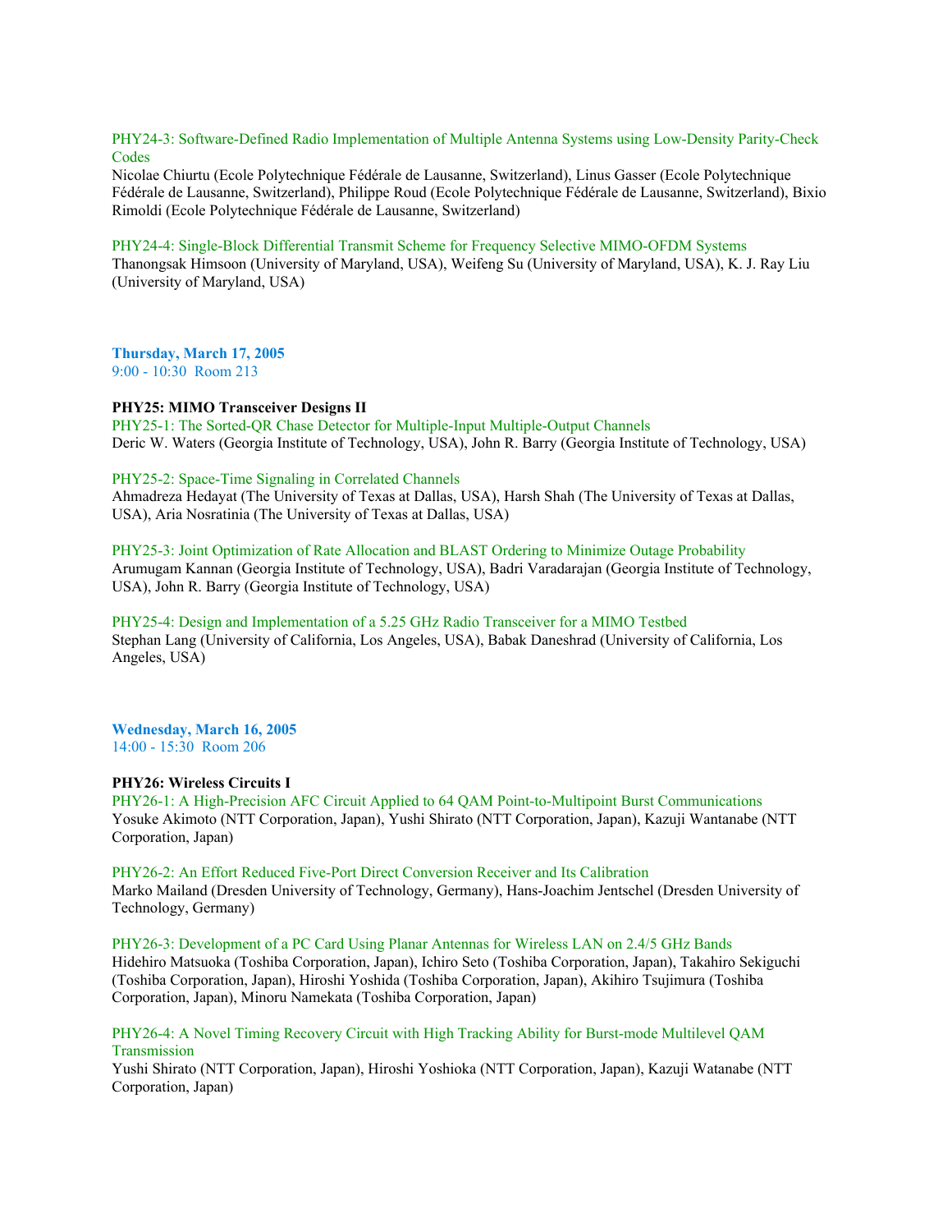PHY24-3: Software-Defined Radio Implementation of Multiple Antenna Systems using Low-Density Parity-Check Codes
Nicolae Chiurtu (Ecole Polytechnique Fédérale de Lausanne, Switzerland), Linus Gasser (Ecole Polytechnique Fédérale de Lausanne, Switzerland), Philippe Roud (Ecole Polytechnique Fédérale de Lausanne, Switzerland), Bixio Rimoldi (Ecole Polytechnique Fédérale de Lausanne, Switzerland)

PHY24-4: Single-Block Differential Transmit Scheme for Frequency Selective MIMO-OFDM Systems
Thanongsak Himsoon (University of Maryland, USA), Weifeng Su (University of Maryland, USA), K. J. Ray Liu (University of Maryland, USA)

**Thursday, March 17, 2005**
9:00 - 10:30 Room 213

**PHY25: MIMO Transceiver Designs II**

PHY25-1: The Sorted-QR Chase Detector for Multiple-Input Multiple-Output Channels
Deric W. Waters (Georgia Institute of Technology, USA), John R. Barry (Georgia Institute of Technology, USA)

PHY25-2: Space-Time Signaling in Correlated Channels
Ahmadreza Hedayat (The University of Texas at Dallas, USA), Harsh Shah (The University of Texas at Dallas, USA), Aria Nosratinia (The University of Texas at Dallas, USA)

PHY25-3: Joint Optimization of Rate Allocation and BLAST Ordering to Minimize Outage Probability
Arumugam Kannan (Georgia Institute of Technology, USA), Badri Varadarajan (Georgia Institute of Technology, USA), John R. Barry (Georgia Institute of Technology, USA)

PHY25-4: Design and Implementation of a 5.25 GHz Radio Transceiver for a MIMO Testbed
Stephan Lang (University of California, Los Angeles, USA), Babak Daneshrad (University of California, Los Angeles, USA)

**Wednesday, March 16, 2005**
14:00 - 15:30 Room 206

**PHY26: Wireless Circuits I**

PHY26-1: A High-Precision AFC Circuit Applied to 64 QAM Point-to-Multipoint Burst Communications
Yosuke Akimoto (NTT Corporation, Japan), Yushi Shirato (NTT Corporation, Japan), Kazuji Wantanabe (NTT Corporation, Japan)

PHY26-2: An Effort Reduced Five-Port Direct Conversion Receiver and Its Calibration
Marko Mailand (Dresden University of Technology, Germany), Hans-Joachim Jentschel (Dresden University of Technology, Germany)

PHY26-3: Development of a PC Card Using Planar Antennas for Wireless LAN on 2.4/5 GHz Bands
Hidehiro Matsuoka (Toshiba Corporation, Japan), Ichiro Seto (Toshiba Corporation, Japan), Takahiro Sekiguchi (Toshiba Corporation, Japan), Hiroshi Yoshida (Toshiba Corporation, Japan), Akihiro Tsujimura (Toshiba Corporation, Japan), Minoru Namekata (Toshiba Corporation, Japan)

PHY26-4: A Novel Timing Recovery Circuit with High Tracking Ability for Burst-mode Multilevel QAM Transmission
Yushi Shirato (NTT Corporation, Japan), Hiroshi Yoshioka (NTT Corporation, Japan), Kazuji Watanabe (NTT Corporation, Japan)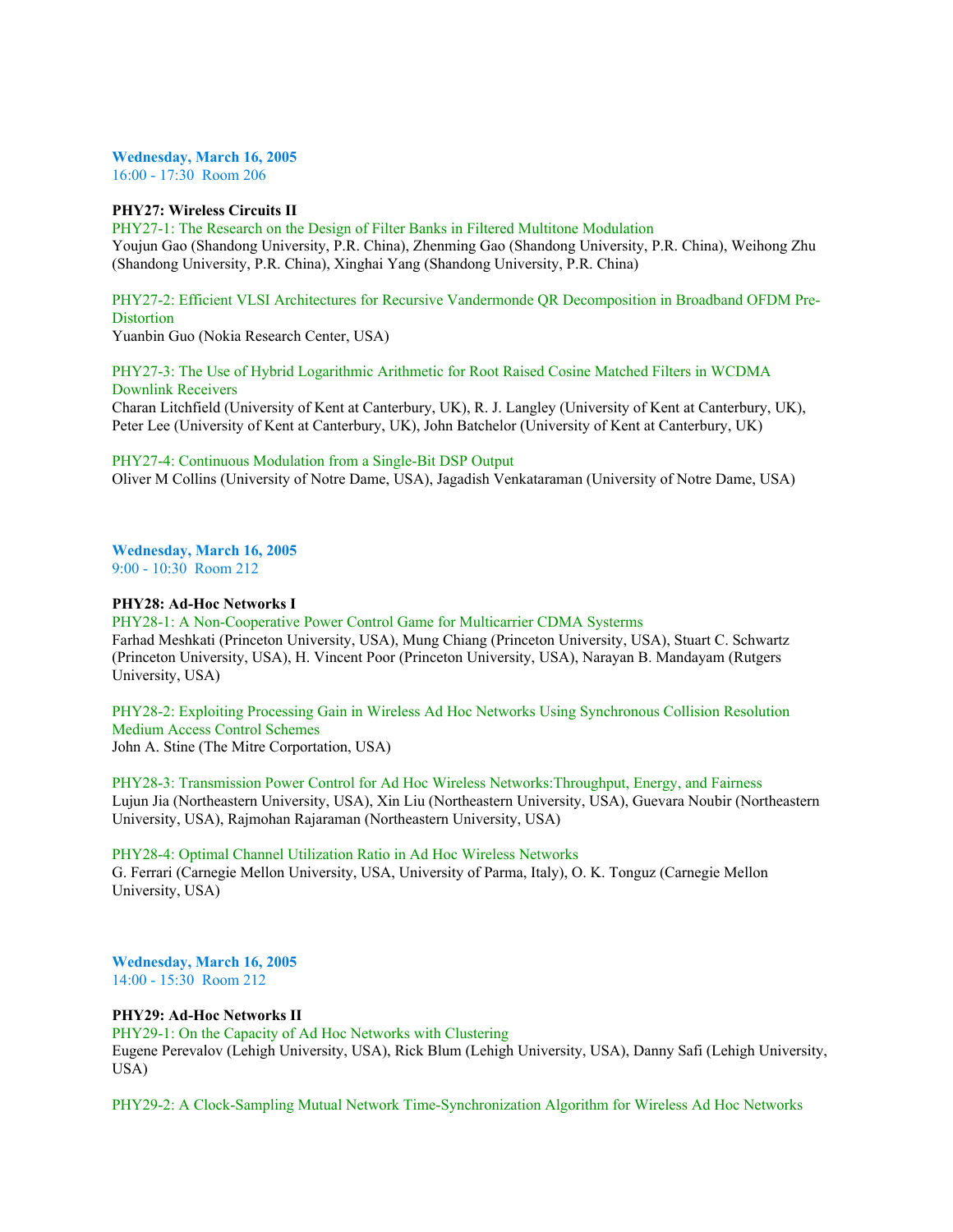**Wednesday, March 16, 2005**
16:00 - 17:30 Room 206

**PHY27: Wireless Circuits II**

PHY27-1: The Research on the Design of Filter Banks in Filtered Multitone Modulation
Youjun Gao (Shandong University, P.R. China), Zhenming Gao (Shandong University, P.R. China), Weihong Zhu (Shandong University, P.R. China), Xinghai Yang (Shandong University, P.R. China)

PHY27-2: Efficient VLSI Architectures for Recursive Vandermonde QR Decomposition in Broadband OFDM Pre-Distortion
Yuanbin Guo (Nokia Research Center, USA)

PHY27-3: The Use of Hybrid Logarithmic Arithmetic for Root Raised Cosine Matched Filters in WCDMA Downlink Receivers
Charan Litchfield (University of Kent at Canterbury, UK), R. J. Langley (University of Kent at Canterbury, UK), Peter Lee (University of Kent at Canterbury, UK), John Batchelor (University of Kent at Canterbury, UK)

PHY27-4: Continuous Modulation from a Single-Bit DSP Output
Oliver M Collins (University of Notre Dame, USA), Jagadish Venkataraman (University of Notre Dame, USA)

**Wednesday, March 16, 2005**
9:00 - 10:30 Room 212

**PHY28: Ad-Hoc Networks I**

PHY28-1: A Non-Cooperative Power Control Game for Multicarrier CDMA Systerms
Farhad Meshkati (Princeton University, USA), Mung Chiang (Princeton University, USA), Stuart C. Schwartz (Princeton University, USA), H. Vincent Poor (Princeton University, USA), Narayan B. Mandayam (Rutgers University, USA)

PHY28-2: Exploiting Processing Gain in Wireless Ad Hoc Networks Using Synchronous Collision Resolution Medium Access Control Schemes
John A. Stine (The Mitre Corportation, USA)

PHY28-3: Transmission Power Control for Ad Hoc Wireless Networks:Throughput, Energy, and Fairness
Lujun Jia (Northeastern University, USA), Xin Liu (Northeastern University, USA), Guevara Noubir (Northeastern University, USA), Rajmohan Rajaraman (Northeastern University, USA)

PHY28-4: Optimal Channel Utilization Ratio in Ad Hoc Wireless Networks
G. Ferrari (Carnegie Mellon University, USA, University of Parma, Italy), O. K. Tonguz (Carnegie Mellon University, USA)

**Wednesday, March 16, 2005**
14:00 - 15:30 Room 212

**PHY29: Ad-Hoc Networks II**

PHY29-1: On the Capacity of Ad Hoc Networks with Clustering
Eugene Perevalov (Lehigh University, USA), Rick Blum (Lehigh University, USA), Danny Safi (Lehigh University, USA)

PHY29-2: A Clock-Sampling Mutual Network Time-Synchronization Algorithm for Wireless Ad Hoc Networks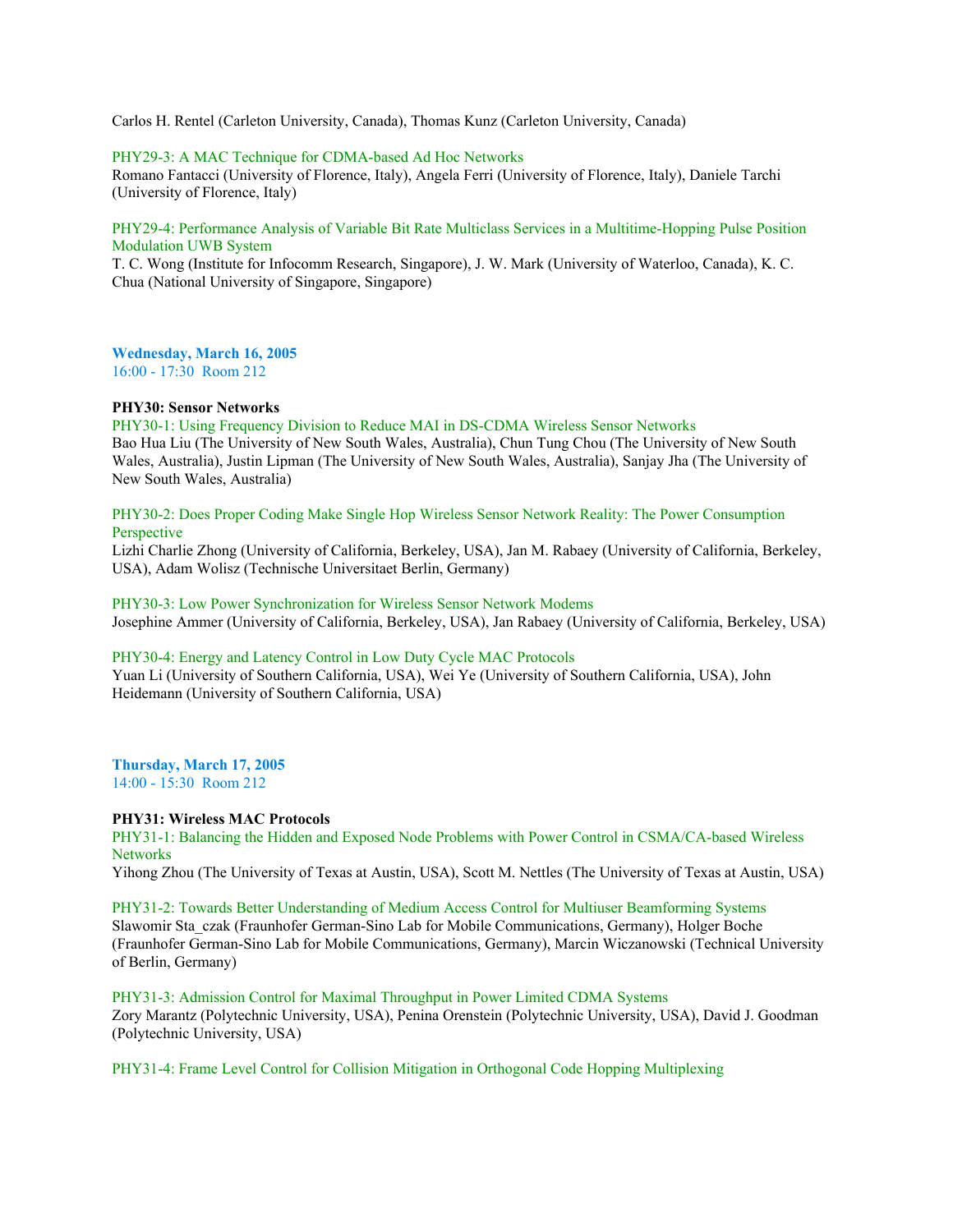Carlos H. Rentel (Carleton University, Canada), Thomas Kunz (Carleton University, Canada)

PHY29-3: A MAC Technique for CDMA-based Ad Hoc Networks
Romano Fantacci (University of Florence, Italy), Angela Ferri (University of Florence, Italy), Daniele Tarchi (University of Florence, Italy)

PHY29-4: Performance Analysis of Variable Bit Rate Multiclass Services in a Multitime-Hopping Pulse Position Modulation UWB System
T. C. Wong (Institute for Infocomm Research, Singapore), J. W. Mark (University of Waterloo, Canada), K. C. Chua (National University of Singapore, Singapore)

**Wednesday, March 16, 2005**
16:00 - 17:30 Room 212

**PHY30: Sensor Networks**

PHY30-1: Using Frequency Division to Reduce MAI in DS-CDMA Wireless Sensor Networks
Bao Hua Liu (The University of New South Wales, Australia), Chun Tung Chou (The University of New South Wales, Australia), Justin Lipman (The University of New South Wales, Australia), Sanjay Jha (The University of New South Wales, Australia)

PHY30-2: Does Proper Coding Make Single Hop Wireless Sensor Network Reality: The Power Consumption Perspective
Lizhi Charlie Zhong (University of California, Berkeley, USA), Jan M. Rabaey (University of California, Berkeley, USA), Adam Wolisz (Technische Universitaet Berlin, Germany)

PHY30-3: Low Power Synchronization for Wireless Sensor Network Modems
Josephine Ammer (University of California, Berkeley, USA), Jan Rabaey (University of California, Berkeley, USA)

PHY30-4: Energy and Latency Control in Low Duty Cycle MAC Protocols
Yuan Li (University of Southern California, USA), Wei Ye (University of Southern California, USA), John Heidemann (University of Southern California, USA)

**Thursday, March 17, 2005**
14:00 - 15:30 Room 212

**PHY31: Wireless MAC Protocols**

PHY31-1: Balancing the Hidden and Exposed Node Problems with Power Control in CSMA/CA-based Wireless Networks
Yihong Zhou (The University of Texas at Austin, USA), Scott M. Nettles (The University of Texas at Austin, USA)

PHY31-2: Towards Better Understanding of Medium Access Control for Multiuser Beamforming Systems
Slawomir Sta_czak (Fraunhofer German-Sino Lab for Mobile Communications, Germany), Holger Boche (Fraunhofer German-Sino Lab for Mobile Communications, Germany), Marcin Wiczanowski (Technical University of Berlin, Germany)

PHY31-3: Admission Control for Maximal Throughput in Power Limited CDMA Systems
Zory Marantz (Polytechnic University, USA), Penina Orenstein (Polytechnic University, USA), David J. Goodman (Polytechnic University, USA)

PHY31-4: Frame Level Control for Collision Mitigation in Orthogonal Code Hopping Multiplexing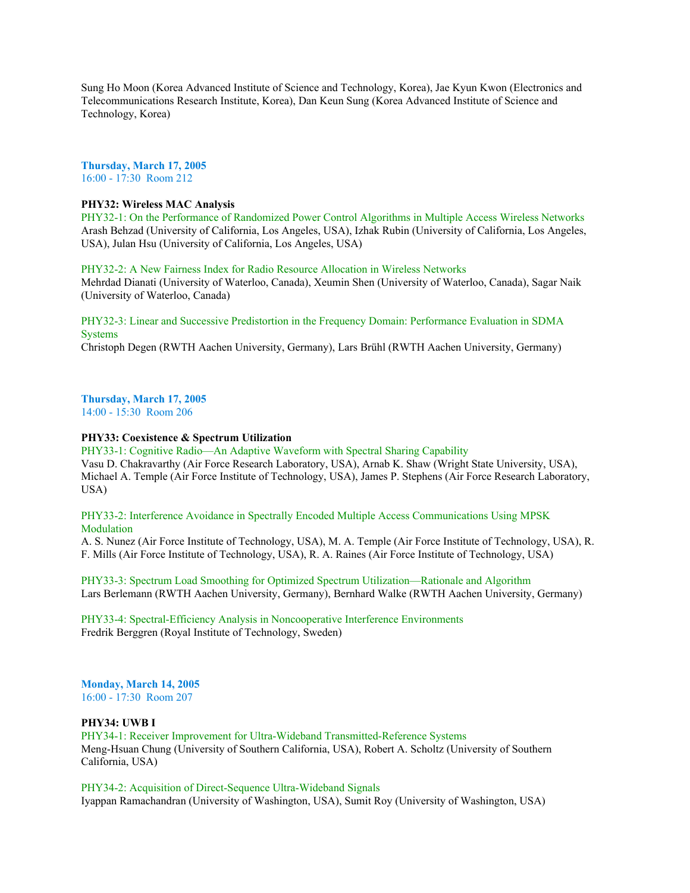Sung Ho Moon (Korea Advanced Institute of Science and Technology, Korea), Jae Kyun Kwon (Electronics and Telecommunications Research Institute, Korea), Dan Keun Sung (Korea Advanced Institute of Science and Technology, Korea)

**Thursday, March 17, 2005**
16:00 - 17:30  Room 212

**PHY32: Wireless MAC Analysis**

PHY32-1: On the Performance of Randomized Power Control Algorithms in Multiple Access Wireless Networks
Arash Behzad (University of California, Los Angeles, USA), Izhak Rubin (University of California, Los Angeles, USA), Julan Hsu (University of California, Los Angeles, USA)

PHY32-2: A New Fairness Index for Radio Resource Allocation in Wireless Networks
Mehrdad Dianati (University of Waterloo, Canada), Xeumin Shen (University of Waterloo, Canada), Sagar Naik (University of Waterloo, Canada)

PHY32-3: Linear and Successive Predistortion in the Frequency Domain: Performance Evaluation in SDMA Systems
Christoph Degen (RWTH Aachen University, Germany), Lars Brühl (RWTH Aachen University, Germany)

**Thursday, March 17, 2005**
14:00 - 15:30  Room 206

**PHY33: Coexistence & Spectrum Utilization**

PHY33-1: Cognitive Radio—An Adaptive Waveform with Spectral Sharing Capability
Vasu D. Chakravarthy (Air Force Research Laboratory, USA), Arnab K. Shaw (Wright State University, USA), Michael A. Temple (Air Force Institute of Technology, USA), James P. Stephens (Air Force Research Laboratory, USA)

PHY33-2: Interference Avoidance in Spectrally Encoded Multiple Access Communications Using MPSK Modulation
A. S. Nunez (Air Force Institute of Technology, USA), M. A. Temple (Air Force Institute of Technology, USA), R. F. Mills (Air Force Institute of Technology, USA), R. A. Raines (Air Force Institute of Technology, USA)

PHY33-3: Spectrum Load Smoothing for Optimized Spectrum Utilization—Rationale and Algorithm
Lars Berlemann (RWTH Aachen University, Germany), Bernhard Walke (RWTH Aachen University, Germany)

PHY33-4: Spectral-Efficiency Analysis in Noncooperative Interference Environments
Fredrik Berggren (Royal Institute of Technology, Sweden)

**Monday, March 14, 2005**
16:00 - 17:30  Room 207

**PHY34: UWB I**

PHY34-1: Receiver Improvement for Ultra-Wideband Transmitted-Reference Systems
Meng-Hsuan Chung (University of Southern California, USA), Robert A. Scholtz (University of Southern California, USA)

PHY34-2: Acquisition of Direct-Sequence Ultra-Wideband Signals
Iyappan Ramachandran (University of Washington, USA), Sumit Roy (University of Washington, USA)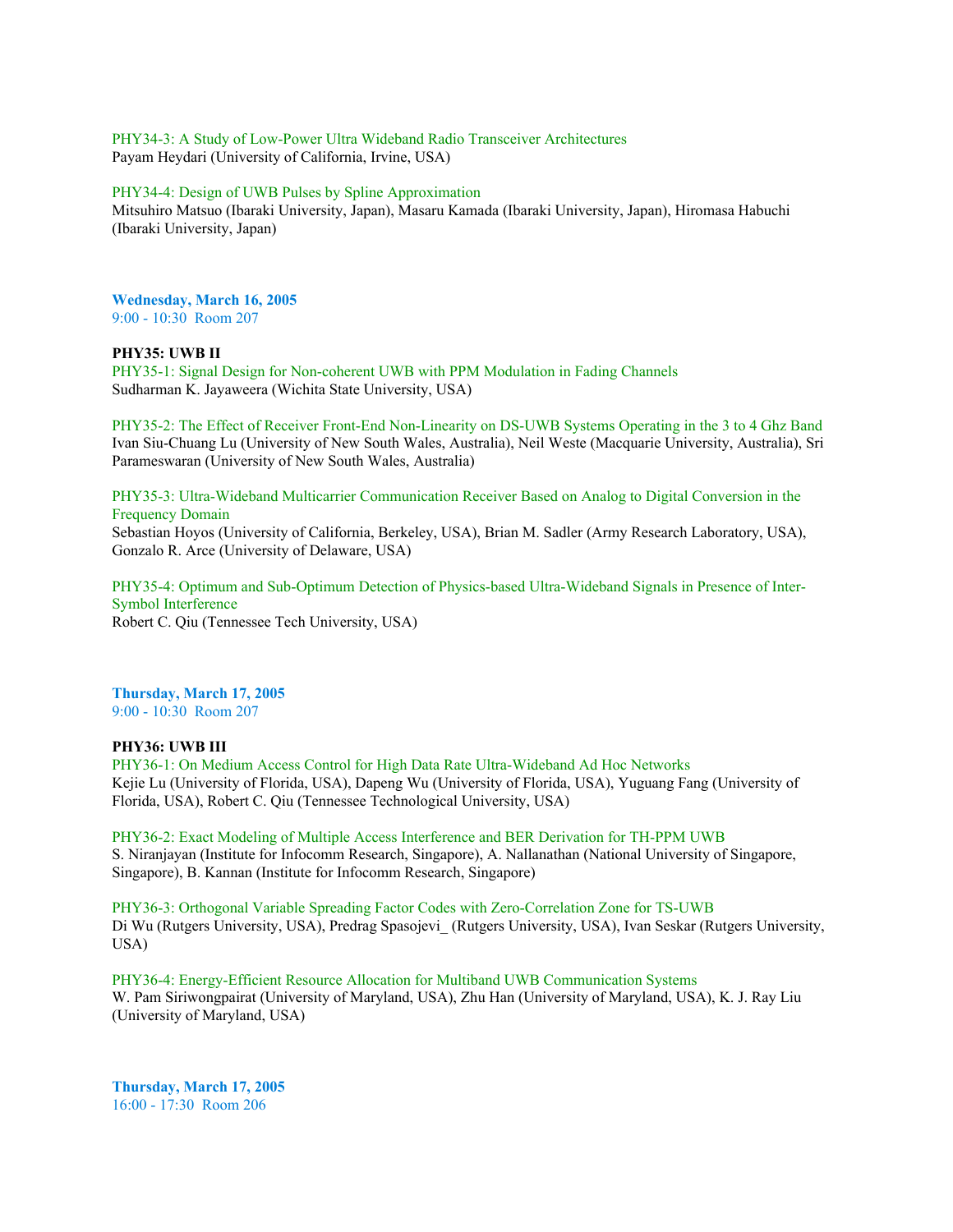PHY34-3: A Study of Low-Power Ultra Wideband Radio Transceiver Architectures
Payam Heydari (University of California, Irvine, USA)

PHY34-4: Design of UWB Pulses by Spline Approximation
Mitsuhiro Matsuo (Ibaraki University, Japan), Masaru Kamada (Ibaraki University, Japan), Hiromasa Habuchi (Ibaraki University, Japan)

**Wednesday, March 16, 2005**
9:00 - 10:30 Room 207

**PHY35: UWB II**
PHY35-1: Signal Design for Non-coherent UWB with PPM Modulation in Fading Channels
Sudharman K. Jayaweera (Wichita State University, USA)

PHY35-2: The Effect of Receiver Front-End Non-Linearity on DS-UWB Systems Operating in the 3 to 4 Ghz Band
Ivan Siu-Chuang Lu (University of New South Wales, Australia), Neil Weste (Macquarie University, Australia), Sri Parameswaran (University of New South Wales, Australia)

PHY35-3: Ultra-Wideband Multicarrier Communication Receiver Based on Analog to Digital Conversion in the Frequency Domain
Sebastian Hoyos (University of California, Berkeley, USA), Brian M. Sadler (Army Research Laboratory, USA), Gonzalo R. Arce (University of Delaware, USA)

PHY35-4: Optimum and Sub-Optimum Detection of Physics-based Ultra-Wideband Signals in Presence of Inter-Symbol Interference
Robert C. Qiu (Tennessee Tech University, USA)

**Thursday, March 17, 2005**
9:00 - 10:30 Room 207

**PHY36: UWB III**
PHY36-1: On Medium Access Control for High Data Rate Ultra-Wideband Ad Hoc Networks
Kejie Lu (University of Florida, USA), Dapeng Wu (University of Florida, USA), Yuguang Fang (University of Florida, USA), Robert C. Qiu (Tennessee Technological University, USA)

PHY36-2: Exact Modeling of Multiple Access Interference and BER Derivation for TH-PPM UWB
S. Niranjayan (Institute for Infocomm Research, Singapore), A. Nallanathan (National University of Singapore, Singapore), B. Kannan (Institute for Infocomm Research, Singapore)

PHY36-3: Orthogonal Variable Spreading Factor Codes with Zero-Correlation Zone for TS-UWB
Di Wu (Rutgers University, USA), Predrag Spasojevi_ (Rutgers University, USA), Ivan Seskar (Rutgers University, USA)

PHY36-4: Energy-Efficient Resource Allocation for Multiband UWB Communication Systems
W. Pam Siriwongpairat (University of Maryland, USA), Zhu Han (University of Maryland, USA), K. J. Ray Liu (University of Maryland, USA)

**Thursday, March 17, 2005**
16:00 - 17:30 Room 206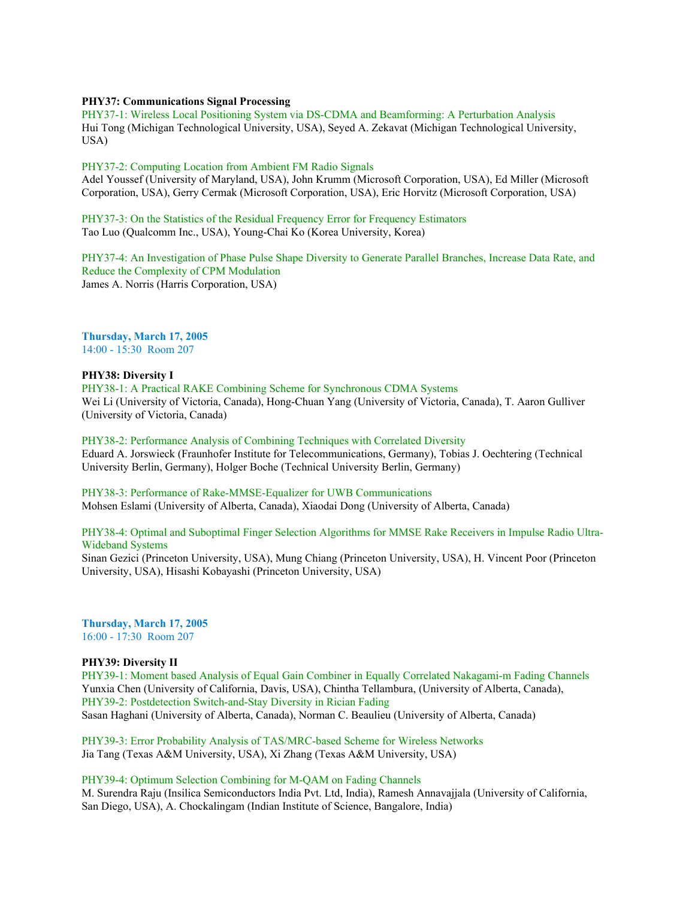**PHY37: Communications Signal Processing**

PHY37-1: Wireless Local Positioning System via DS-CDMA and Beamforming: A Perturbation Analysis
Hui Tong (Michigan Technological University, USA), Seyed A. Zekavat (Michigan Technological University, USA)

PHY37-2: Computing Location from Ambient FM Radio Signals
Adel Youssef (University of Maryland, USA), John Krumm (Microsoft Corporation, USA), Ed Miller (Microsoft Corporation, USA), Gerry Cermak (Microsoft Corporation, USA), Eric Horvitz (Microsoft Corporation, USA)

PHY37-3: On the Statistics of the Residual Frequency Error for Frequency Estimators
Tao Luo (Qualcomm Inc., USA), Young-Chai Ko (Korea University, Korea)

PHY37-4: An Investigation of Phase Pulse Shape Diversity to Generate Parallel Branches, Increase Data Rate, and Reduce the Complexity of CPM Modulation
James A. Norris (Harris Corporation, USA)

**Thursday, March 17, 2005**
14:00 - 15:30 Room 207

**PHY38: Diversity I**

PHY38-1: A Practical RAKE Combining Scheme for Synchronous CDMA Systems
Wei Li (University of Victoria, Canada), Hong-Chuan Yang (University of Victoria, Canada), T. Aaron Gulliver (University of Victoria, Canada)

PHY38-2: Performance Analysis of Combining Techniques with Correlated Diversity
Eduard A. Jorswieck (Fraunhofer Institute for Telecommunications, Germany), Tobias J. Oechtering (Technical University Berlin, Germany), Holger Boche (Technical University Berlin, Germany)

PHY38-3: Performance of Rake-MMSE-Equalizer for UWB Communications
Mohsen Eslami (University of Alberta, Canada), Xiaodai Dong (University of Alberta, Canada)

PHY38-4: Optimal and Suboptimal Finger Selection Algorithms for MMSE Rake Receivers in Impulse Radio Ultra-Wideband Systems
Sinan Gezici (Princeton University, USA), Mung Chiang (Princeton University, USA), H. Vincent Poor (Princeton University, USA), Hisashi Kobayashi (Princeton University, USA)

**Thursday, March 17, 2005**
16:00 - 17:30 Room 207

**PHY39: Diversity II**

PHY39-1: Moment based Analysis of Equal Gain Combiner in Equally Correlated Nakagami-m Fading Channels
Yunxia Chen (University of California, Davis, USA), Chintha Tellambura, (University of Alberta, Canada),

PHY39-2: Postdetection Switch-and-Stay Diversity in Rician Fading
Sasan Haghani (University of Alberta, Canada), Norman C. Beaulieu (University of Alberta, Canada)

PHY39-3: Error Probability Analysis of TAS/MRC-based Scheme for Wireless Networks
Jia Tang (Texas A&M University, USA), Xi Zhang (Texas A&M University, USA)

PHY39-4: Optimum Selection Combining for M-QAM on Fading Channels
M. Surendra Raju (Insilica Semiconductors India Pvt. Ltd, India), Ramesh Annavajjala (University of California, San Diego, USA), A. Chockalingam (Indian Institute of Science, Bangalore, India)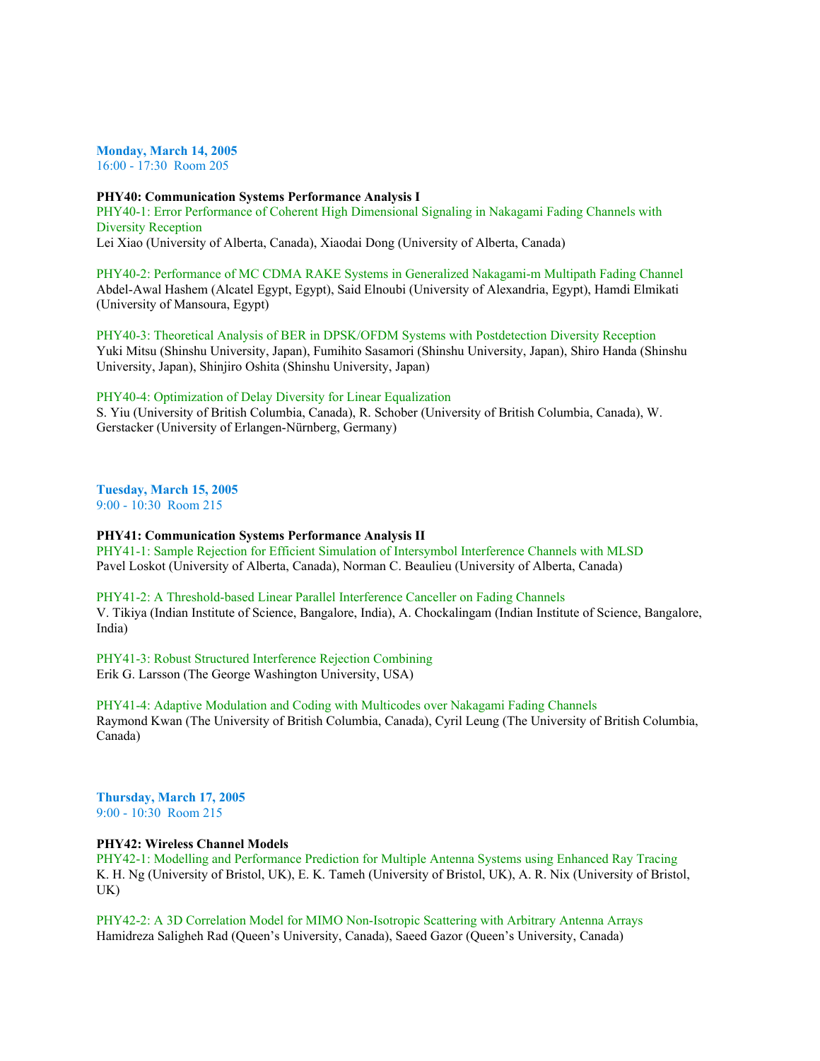**Monday, March 14, 2005**
16:00 - 17:30 Room 205

**PHY40: Communication Systems Performance Analysis I**

PHY40-1: Error Performance of Coherent High Dimensional Signaling in Nakagami Fading Channels with Diversity Reception
Lei Xiao (University of Alberta, Canada), Xiaodai Dong (University of Alberta, Canada)

PHY40-2: Performance of MC CDMA RAKE Systems in Generalized Nakagami-m Multipath Fading Channel
Abdel-Awal Hashem (Alcatel Egypt, Egypt), Said Elnoubi (University of Alexandria, Egypt), Hamdi Elmikati (University of Mansoura, Egypt)

PHY40-3: Theoretical Analysis of BER in DPSK/OFDM Systems with Postdetection Diversity Reception
Yuki Mitsu (Shinshu University, Japan), Fumihito Sasamori (Shinshu University, Japan), Shiro Handa (Shinshu University, Japan), Shinjiro Oshita (Shinshu University, Japan)

PHY40-4: Optimization of Delay Diversity for Linear Equalization
S. Yiu (University of British Columbia, Canada), R. Schober (University of British Columbia, Canada), W. Gerstacker (University of Erlangen-Nürnberg, Germany)

**Tuesday, March 15, 2005**
9:00 - 10:30 Room 215

**PHY41: Communication Systems Performance Analysis II**

PHY41-1: Sample Rejection for Efficient Simulation of Intersymbol Interference Channels with MLSD
Pavel Loskot (University of Alberta, Canada), Norman C. Beaulieu (University of Alberta, Canada)

PHY41-2: A Threshold-based Linear Parallel Interference Canceller on Fading Channels
V. Tikiya (Indian Institute of Science, Bangalore, India), A. Chockalingam (Indian Institute of Science, Bangalore, India)

PHY41-3: Robust Structured Interference Rejection Combining
Erik G. Larsson (The George Washington University, USA)

PHY41-4: Adaptive Modulation and Coding with Multicodes over Nakagami Fading Channels
Raymond Kwan (The University of British Columbia, Canada), Cyril Leung (The University of British Columbia, Canada)

**Thursday, March 17, 2005**
9:00 - 10:30 Room 215

**PHY42: Wireless Channel Models**

PHY42-1: Modelling and Performance Prediction for Multiple Antenna Systems using Enhanced Ray Tracing
K. H. Ng (University of Bristol, UK), E. K. Tameh (University of Bristol, UK), A. R. Nix (University of Bristol, UK)

PHY42-2: A 3D Correlation Model for MIMO Non-Isotropic Scattering with Arbitrary Antenna Arrays
Hamidreza Saligheh Rad (Queen's University, Canada), Saeed Gazor (Queen's University, Canada)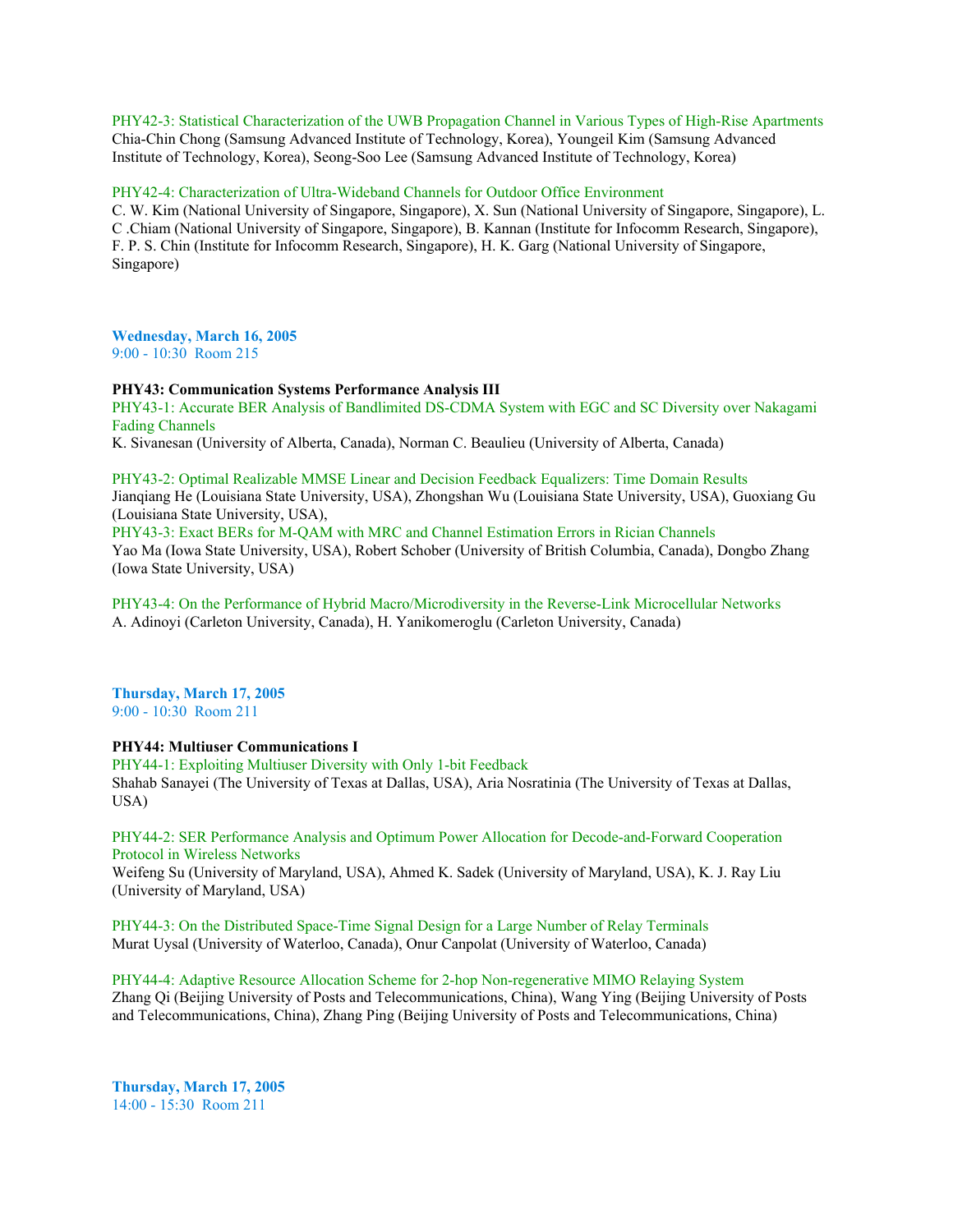PHY42-3: Statistical Characterization of the UWB Propagation Channel in Various Types of High-Rise Apartments
Chia-Chin Chong (Samsung Advanced Institute of Technology, Korea), Youngeil Kim (Samsung Advanced Institute of Technology, Korea), Seong-Soo Lee (Samsung Advanced Institute of Technology, Korea)

PHY42-4: Characterization of Ultra-Wideband Channels for Outdoor Office Environment
C. W. Kim (National University of Singapore, Singapore), X. Sun (National University of Singapore, Singapore), L. C .Chiam (National University of Singapore, Singapore), B. Kannan (Institute for Infocomm Research, Singapore), F. P. S. Chin (Institute for Infocomm Research, Singapore), H. K. Garg (National University of Singapore, Singapore)

**Wednesday, March 16, 2005**
9:00 - 10:30 Room 215

**PHY43: Communication Systems Performance Analysis III**

PHY43-1: Accurate BER Analysis of Bandlimited DS-CDMA System with EGC and SC Diversity over Nakagami Fading Channels
K. Sivanesan (University of Alberta, Canada), Norman C. Beaulieu (University of Alberta, Canada)

PHY43-2: Optimal Realizable MMSE Linear and Decision Feedback Equalizers: Time Domain Results
Jianqiang He (Louisiana State University, USA), Zhongshan Wu (Louisiana State University, USA), Guoxiang Gu (Louisiana State University, USA),

PHY43-3: Exact BERs for M-QAM with MRC and Channel Estimation Errors in Rician Channels
Yao Ma (Iowa State University, USA), Robert Schober (University of British Columbia, Canada), Dongbo Zhang (Iowa State University, USA)

PHY43-4: On the Performance of Hybrid Macro/Microdiversity in the Reverse-Link Microcellular Networks
A. Adinoyi (Carleton University, Canada), H. Yanikomeroglu (Carleton University, Canada)

**Thursday, March 17, 2005**
9:00 - 10:30 Room 211

**PHY44: Multiuser Communications I**

PHY44-1: Exploiting Multiuser Diversity with Only 1-bit Feedback
Shahab Sanayei (The University of Texas at Dallas, USA), Aria Nosratinia (The University of Texas at Dallas, USA)

PHY44-2: SER Performance Analysis and Optimum Power Allocation for Decode-and-Forward Cooperation Protocol in Wireless Networks
Weifeng Su (University of Maryland, USA), Ahmed K. Sadek (University of Maryland, USA), K. J. Ray Liu (University of Maryland, USA)

PHY44-3: On the Distributed Space-Time Signal Design for a Large Number of Relay Terminals
Murat Uysal (University of Waterloo, Canada), Onur Canpolat (University of Waterloo, Canada)

PHY44-4: Adaptive Resource Allocation Scheme for 2-hop Non-regenerative MIMO Relaying System
Zhang Qi (Beijing University of Posts and Telecommunications, China), Wang Ying (Beijing University of Posts and Telecommunications, China), Zhang Ping (Beijing University of Posts and Telecommunications, China)

**Thursday, March 17, 2005**
14:00 - 15:30 Room 211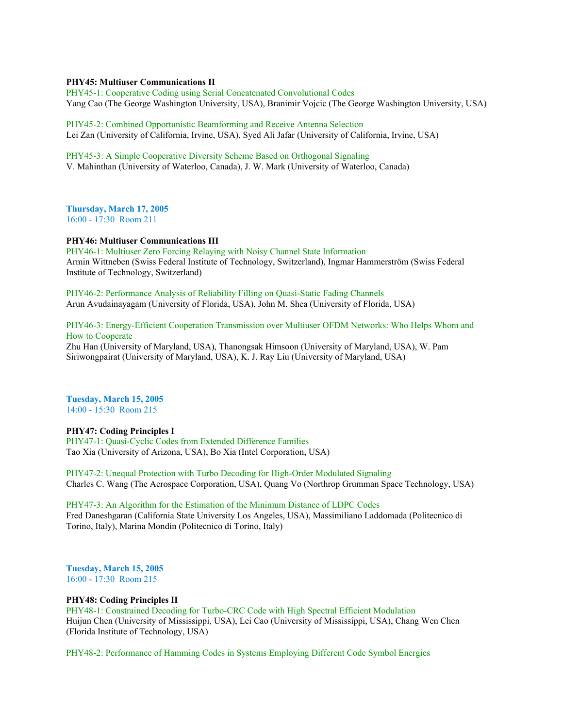**PHY45: Multiuser Communications II**

PHY45-1: Cooperative Coding using Serial Concatenated Convolutional Codes
Yang Cao (The George Washington University, USA), Branimir Vojcic (The George Washington University, USA)

PHY45-2: Combined Opportunistic Beamforming and Receive Antenna Selection
Lei Zan (University of California, Irvine, USA), Syed Ali Jafar (University of California, Irvine, USA)

PHY45-3: A Simple Cooperative Diversity Scheme Based on Orthogonal Signaling
V. Mahinthan (University of Waterloo, Canada), J. W. Mark (University of Waterloo, Canada)

**Thursday, March 17, 2005**
16:00 - 17:30 Room 211

**PHY46: Multiuser Communications III**

PHY46-1: Multiuser Zero Forcing Relaying with Noisy Channel State Information
Armin Wittneben (Swiss Federal Institute of Technology, Switzerland), Ingmar Hammerström (Swiss Federal Institute of Technology, Switzerland)

PHY46-2: Performance Analysis of Reliability Filling on Quasi-Static Fading Channels
Arun Avudainayagam (University of Florida, USA), John M. Shea (University of Florida, USA)

PHY46-3: Energy-Efficient Cooperation Transmission over Multiuser OFDM Networks: Who Helps Whom and How to Cooperate
Zhu Han (University of Maryland, USA), Thanongsak Himsoon (University of Maryland, USA), W. Pam Siriwongpairat (University of Maryland, USA), K. J. Ray Liu (University of Maryland, USA)

**Tuesday, March 15, 2005**
14:00 - 15:30 Room 215

**PHY47: Coding Principles I**

PHY47-1: Quasi-Cyclic Codes from Extended Difference Families
Tao Xia (University of Arizona, USA), Bo Xia (Intel Corporation, USA)

PHY47-2: Unequal Protection with Turbo Decoding for High-Order Modulated Signaling
Charles C. Wang (The Aerospace Corporation, USA), Quang Vo (Northrop Grumman Space Technology, USA)

PHY47-3: An Algorithm for the Estimation of the Minimum Distance of LDPC Codes
Fred Daneshgaran (California State University Los Angeles, USA), Massimiliano Laddomada (Politecnico di Torino, Italy), Marina Mondin (Politecnico di Torino, Italy)

**Tuesday, March 15, 2005**
16:00 - 17:30 Room 215

**PHY48: Coding Principles II**

PHY48-1: Constrained Decoding for Turbo-CRC Code with High Spectral Efficient Modulation
Huijun Chen (University of Mississippi, USA), Lei Cao (University of Mississippi, USA), Chang Wen Chen (Florida Institute of Technology, USA)

PHY48-2: Performance of Hamming Codes in Systems Employing Different Code Symbol Energies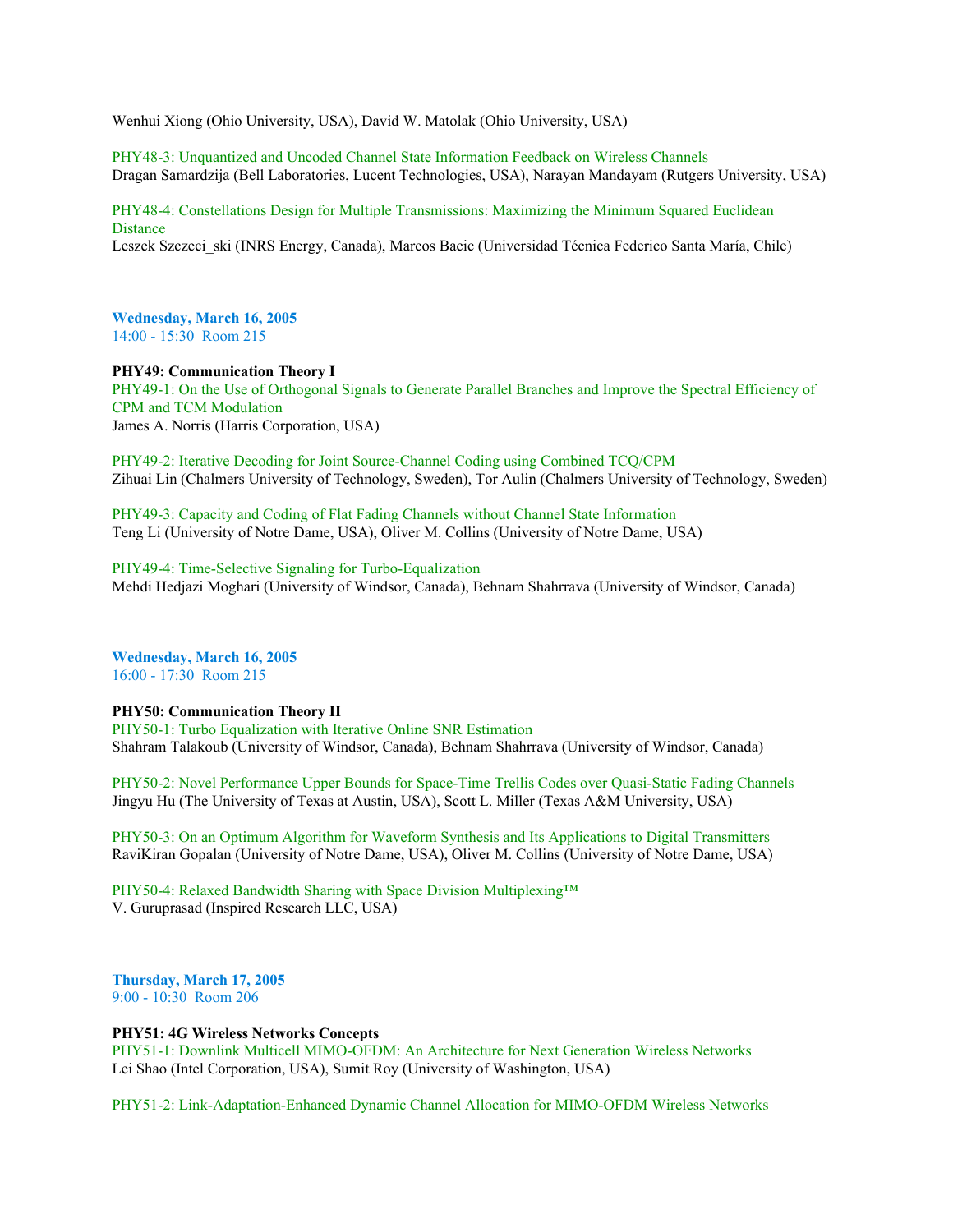Wenhui Xiong (Ohio University, USA), David W. Matolak (Ohio University, USA)

PHY48-3: Unquantized and Uncoded Channel State Information Feedback on Wireless Channels
Dragan Samardzija (Bell Laboratories, Lucent Technologies, USA), Narayan Mandayam (Rutgers University, USA)

PHY48-4: Constellations Design for Multiple Transmissions: Maximizing the Minimum Squared Euclidean Distance
Leszek Szczeci_ski (INRS Energy, Canada), Marcos Bacic (Universidad Técnica Federico Santa María, Chile)

**Wednesday, March 16, 2005**
14:00 - 15:30  Room 215

**PHY49: Communication Theory I**

PHY49-1: On the Use of Orthogonal Signals to Generate Parallel Branches and Improve the Spectral Efficiency of CPM and TCM Modulation
James A. Norris (Harris Corporation, USA)

PHY49-2: Iterative Decoding for Joint Source-Channel Coding using Combined TCQ/CPM
Zihuai Lin (Chalmers University of Technology, Sweden), Tor Aulin (Chalmers University of Technology, Sweden)

PHY49-3: Capacity and Coding of Flat Fading Channels without Channel State Information
Teng Li (University of Notre Dame, USA), Oliver M. Collins (University of Notre Dame, USA)

PHY49-4: Time-Selective Signaling for Turbo-Equalization
Mehdi Hedjazi Moghari (University of Windsor, Canada), Behnam Shahrrava (University of Windsor, Canada)

**Wednesday, March 16, 2005**
16:00 - 17:30  Room 215

**PHY50: Communication Theory II**

PHY50-1: Turbo Equalization with Iterative Online SNR Estimation
Shahram Talakoub (University of Windsor, Canada), Behnam Shahrrava (University of Windsor, Canada)

PHY50-2: Novel Performance Upper Bounds for Space-Time Trellis Codes over Quasi-Static Fading Channels
Jingyu Hu (The University of Texas at Austin, USA), Scott L. Miller (Texas A&M University, USA)

PHY50-3: On an Optimum Algorithm for Waveform Synthesis and Its Applications to Digital Transmitters
RaviKiran Gopalan (University of Notre Dame, USA), Oliver M. Collins (University of Notre Dame, USA)

PHY50-4: Relaxed Bandwidth Sharing with Space Division Multiplexing™
V. Guruprasad (Inspired Research LLC, USA)

**Thursday, March 17, 2005**
9:00 - 10:30  Room 206

**PHY51: 4G Wireless Networks Concepts**

PHY51-1: Downlink Multicell MIMO-OFDM: An Architecture for Next Generation Wireless Networks
Lei Shao (Intel Corporation, USA), Sumit Roy (University of Washington, USA)

PHY51-2: Link-Adaptation-Enhanced Dynamic Channel Allocation for MIMO-OFDM Wireless Networks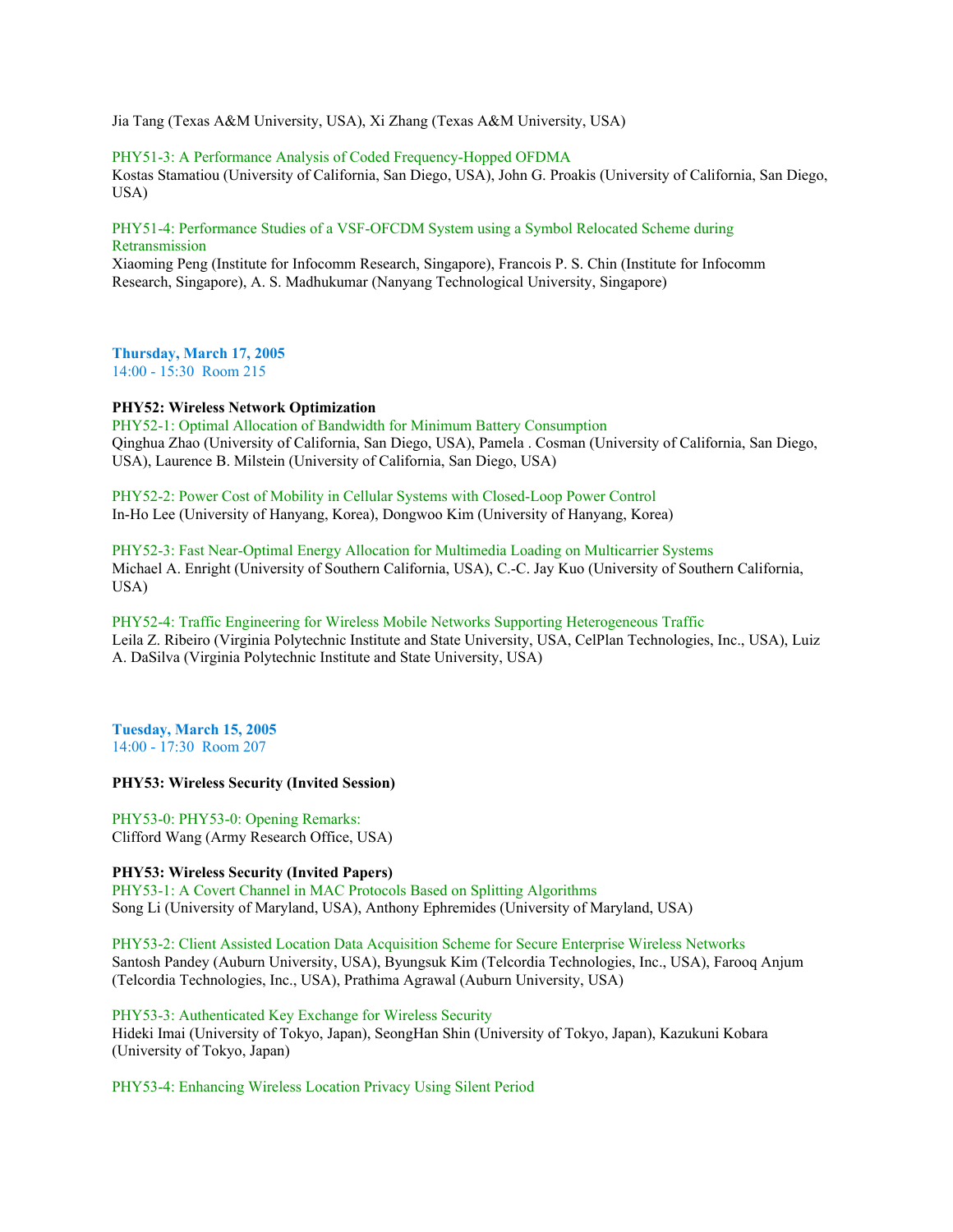Jia Tang (Texas A&M University, USA), Xi Zhang (Texas A&M University, USA)

PHY51-3: A Performance Analysis of Coded Frequency-Hopped OFDMA
Kostas Stamatiou (University of California, San Diego, USA), John G. Proakis (University of California, San Diego, USA)

PHY51-4: Performance Studies of a VSF-OFCDM System using a Symbol Relocated Scheme during Retransmission
Xiaoming Peng (Institute for Infocomm Research, Singapore), Francois P. S. Chin (Institute for Infocomm Research, Singapore), A. S. Madhukumar (Nanyang Technological University, Singapore)

**Thursday, March 17, 2005**
14:00 - 15:30 Room 215

**PHY52: Wireless Network Optimization**
PHY52-1: Optimal Allocation of Bandwidth for Minimum Battery Consumption
Qinghua Zhao (University of California, San Diego, USA), Pamela . Cosman (University of California, San Diego, USA), Laurence B. Milstein (University of California, San Diego, USA)

PHY52-2: Power Cost of Mobility in Cellular Systems with Closed-Loop Power Control
In-Ho Lee (University of Hanyang, Korea), Dongwoo Kim (University of Hanyang, Korea)

PHY52-3: Fast Near-Optimal Energy Allocation for Multimedia Loading on Multicarrier Systems
Michael A. Enright (University of Southern California, USA), C.-C. Jay Kuo (University of Southern California, USA)

PHY52-4: Traffic Engineering for Wireless Mobile Networks Supporting Heterogeneous Traffic
Leila Z. Ribeiro (Virginia Polytechnic Institute and State University, USA, CelPlan Technologies, Inc., USA), Luiz A. DaSilva (Virginia Polytechnic Institute and State University, USA)

**Tuesday, March 15, 2005**
14:00 - 17:30 Room 207

**PHY53: Wireless Security (Invited Session)**

PHY53-0: PHY53-0: Opening Remarks:
Clifford Wang (Army Research Office, USA)

**PHY53: Wireless Security (Invited Papers)**
PHY53-1: A Covert Channel in MAC Protocols Based on Splitting Algorithms
Song Li (University of Maryland, USA), Anthony Ephremides (University of Maryland, USA)

PHY53-2: Client Assisted Location Data Acquisition Scheme for Secure Enterprise Wireless Networks
Santosh Pandey (Auburn University, USA), Byungsuk Kim (Telcordia Technologies, Inc., USA), Farooq Anjum (Telcordia Technologies, Inc., USA), Prathima Agrawal (Auburn University, USA)

PHY53-3: Authenticated Key Exchange for Wireless Security
Hideki Imai (University of Tokyo, Japan), SeongHan Shin (University of Tokyo, Japan), Kazukuni Kobara (University of Tokyo, Japan)

PHY53-4: Enhancing Wireless Location Privacy Using Silent Period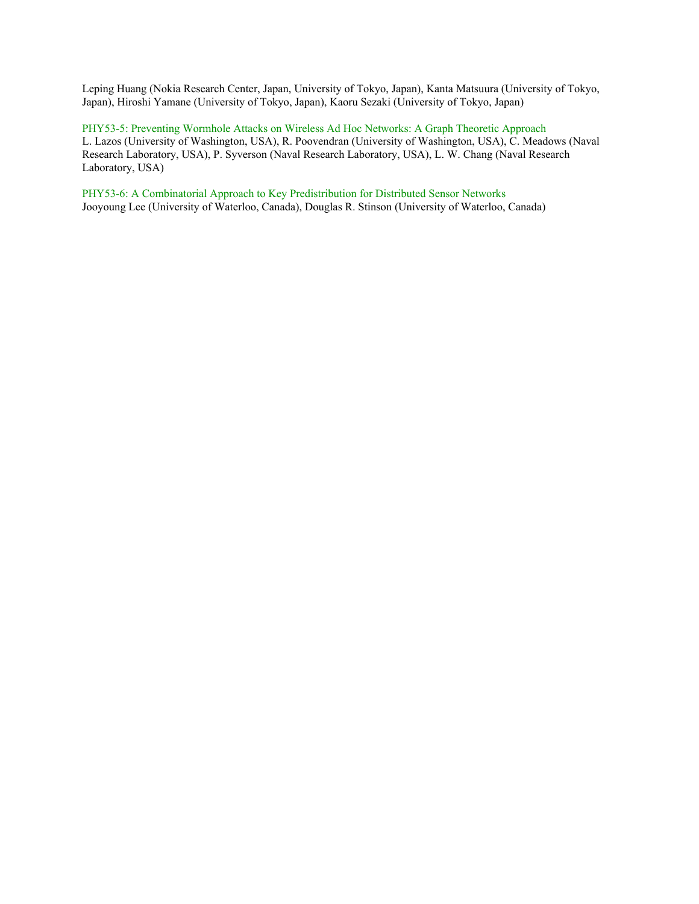Leping Huang (Nokia Research Center, Japan, University of Tokyo, Japan), Kanta Matsuura (University of Tokyo, Japan), Hiroshi Yamane (University of Tokyo, Japan), Kaoru Sezaki (University of Tokyo, Japan)

PHY53-5: Preventing Wormhole Attacks on Wireless Ad Hoc Networks: A Graph Theoretic Approach
L. Lazos (University of Washington, USA), R. Poovendran (University of Washington, USA), C. Meadows (Naval Research Laboratory, USA), P. Syverson (Naval Research Laboratory, USA), L. W. Chang (Naval Research Laboratory, USA)

PHY53-6: A Combinatorial Approach to Key Predistribution for Distributed Sensor Networks
Jooyoung Lee (University of Waterloo, Canada), Douglas R. Stinson (University of Waterloo, Canada)